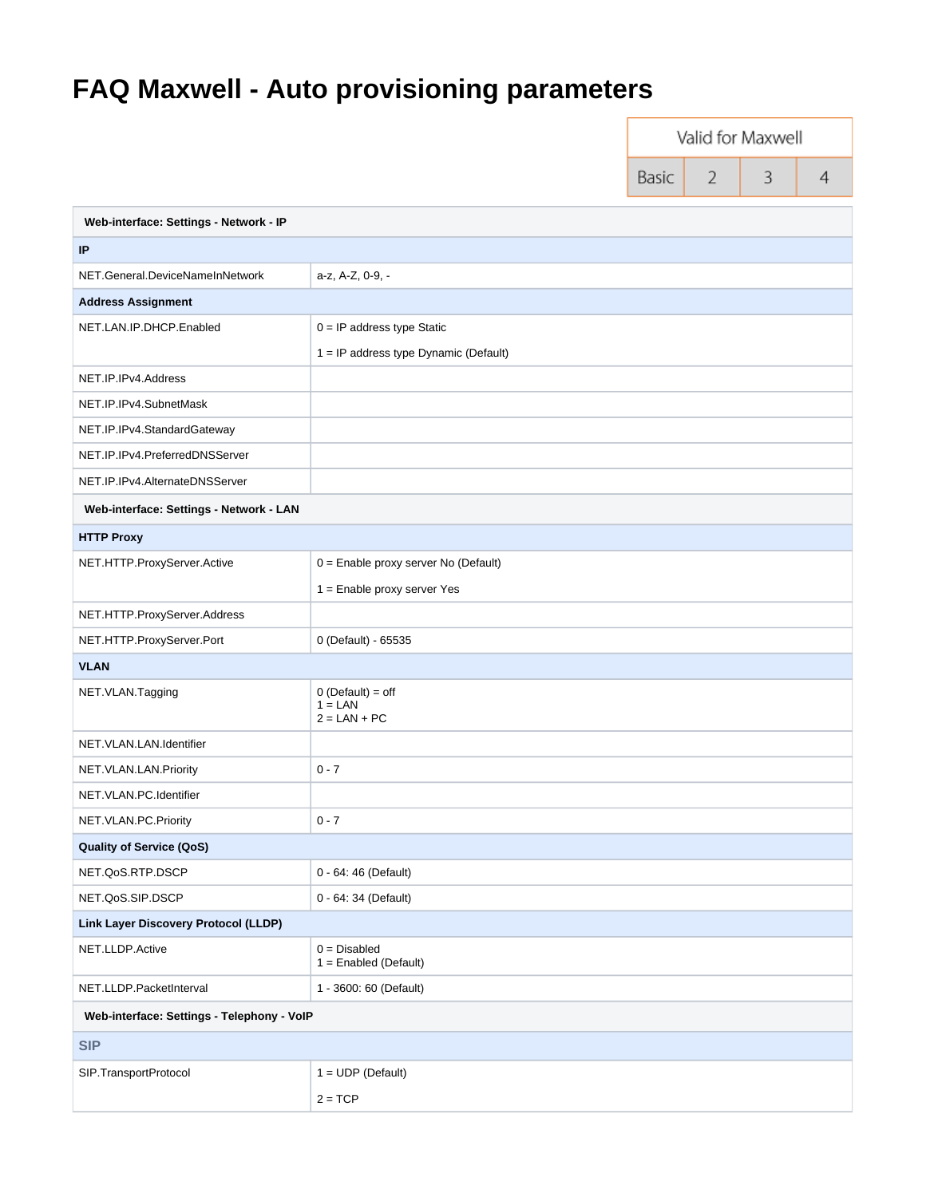# FAQ Maxwell - Auto provisioning parameters

| Valid for Maxwell | | | |
|---|---|---|---|
| Basic | 2 | 3 | 4 |

| **Web-interface: Settings - Network - IP** | |
|---|---|
| **IP** | |
| NET.General.DeviceNameInNetwork | a-z, A-Z, 0-9, - |
| **Address Assignment** | |
| NET.LAN.IP.DHCP.Enabled | 0 = IP address type Static<br>1 = IP address type Dynamic (Default) |
| NET.IP.IPv4.Address | |
| NET.IP.IPv4.SubnetMask | |
| NET.IP.IPv4.StandardGateway | |
| NET.IP.IPv4.PreferredDNSServer | |
| NET.IP.IPv4.AlternateDNSServer | |
| **Web-interface: Settings - Network - LAN** | |
| **HTTP Proxy** | |
| NET.HTTP.ProxyServer.Active | 0 = Enable proxy server No (Default)<br>1 = Enable proxy server Yes |
| NET.HTTP.ProxyServer.Address | |
| NET.HTTP.ProxyServer.Port | 0 (Default) - 65535 |
| **VLAN** | |
| NET.VLAN.Tagging | 0 (Default) = off<br>1 = LAN<br>2 = LAN + PC |
| NET.VLAN.LAN.Identifier | |
| NET.VLAN.LAN.Priority | 0 - 7 |
| NET.VLAN.PC.Identifier | |
| NET.VLAN.PC.Priority | 0 - 7 |
| **Quality of Service (QoS)** | |
| NET.QoS.RTP.DSCP | 0 - 64: 46 (Default) |
| NET.QoS.SIP.DSCP | 0 - 64: 34 (Default) |
| **Link Layer Discovery Protocol (LLDP)** | |
| NET.LLDP.Active | 0 = Disabled<br>1 = Enabled (Default) |
| NET.LLDP.PacketInterval | 1 - 3600: 60 (Default) |
| **Web-interface: Settings - Telephony - VoIP** | |
| **SIP** | |
| SIP.TransportProtocol | 1 = UDP (Default)<br>2 = TCP |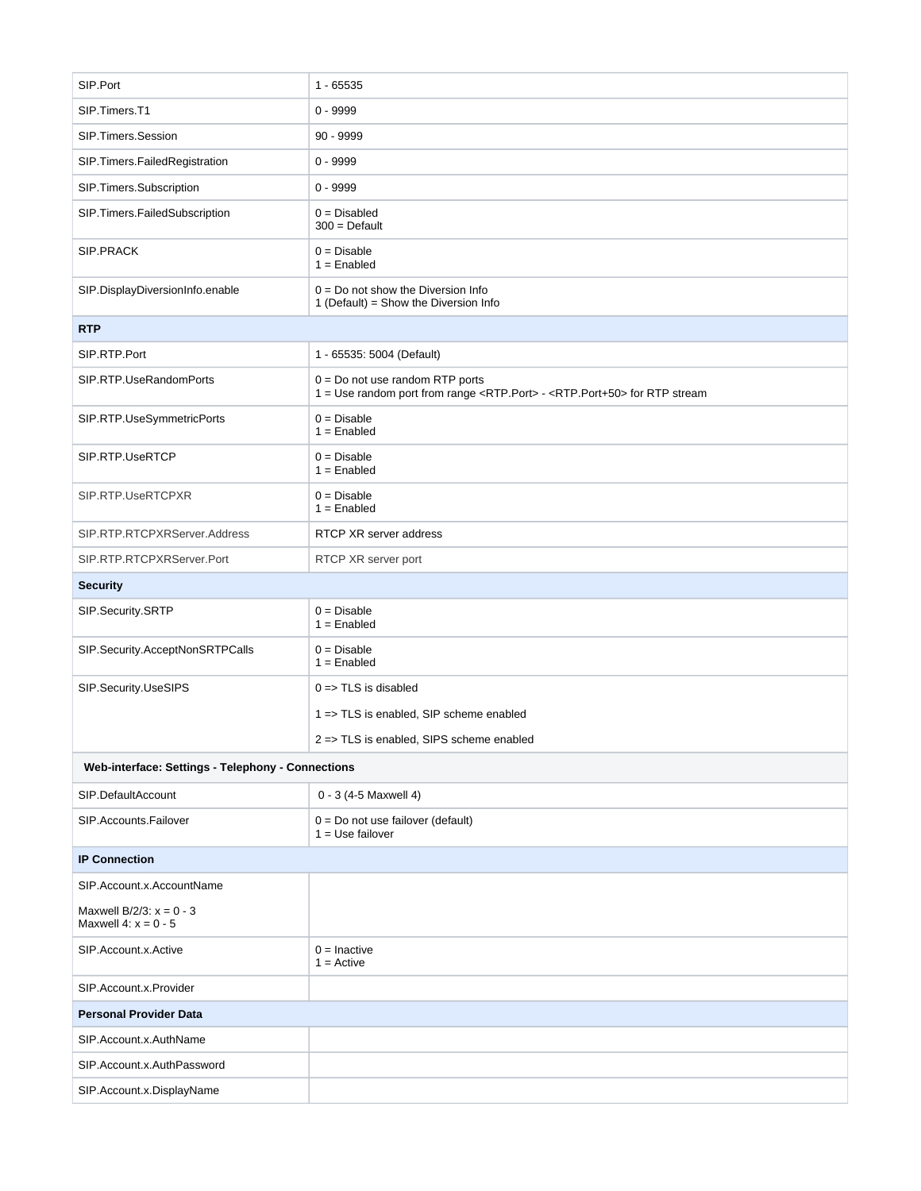| | |
|---|---|
| SIP.Port | 1 - 65535 |
| SIP.Timers.T1 | 0 - 9999 |
| SIP.Timers.Session | 90 - 9999 |
| SIP.Timers.FailedRegistration | 0 - 9999 |
| SIP.Timers.Subscription | 0 - 9999 |
| SIP.Timers.FailedSubscription | 0 = Disabled<br>300 = Default |
| SIP.PRACK | 0 = Disable<br>1 = Enabled |
| SIP.DisplayDiversionInfo.enable | 0 = Do not show the Diversion Info<br>1 (Default) = Show the Diversion Info |
| **RTP** | |
| SIP.RTP.Port | 1 - 65535: 5004 (Default) |
| SIP.RTP.UseRandomPorts | 0 = Do not use random RTP ports<br>1 = Use random port from range <RTP.Port> - <RTP.Port+50> for RTP stream |
| SIP.RTP.UseSymmetricPorts | 0 = Disable<br>1 = Enabled |
| SIP.RTP.UseRTCP | 0 = Disable<br>1 = Enabled |
| SIP.RTP.UseRTCPXR | 0 = Disable<br>1 = Enabled |
| SIP.RTP.RTCPXRServer.Address | RTCP XR server address |
| SIP.RTP.RTCPXRServer.Port | RTCP XR server port |
| **Security** | |
| SIP.Security.SRTP | 0 = Disable<br>1 = Enabled |
| SIP.Security.AcceptNonSRTPCalls | 0 = Disable<br>1 = Enabled |
| SIP.Security.UseSIPS | 0 => TLS is disabled<br>1 => TLS is enabled, SIP scheme enabled<br>2 => TLS is enabled, SIPS scheme enabled |
| **Web-interface: Settings - Telephony - Connections** | |
| SIP.DefaultAccount | 0 - 3 (4-5 Maxwell 4) |
| SIP.Accounts.Failover | 0 = Do not use failover (default)<br>1 = Use failover |
| **IP Connection** | |
| SIP.Account.x.AccountName<br><br>Maxwell B/2/3: x = 0 - 3<br>Maxwell 4: x = 0 - 5 | |
| SIP.Account.x.Active | 0 = Inactive<br>1 = Active |
| SIP.Account.x.Provider | |
| **Personal Provider Data** | |
| SIP.Account.x.AuthName | |
| SIP.Account.x.AuthPassword | |
| SIP.Account.x.DisplayName | |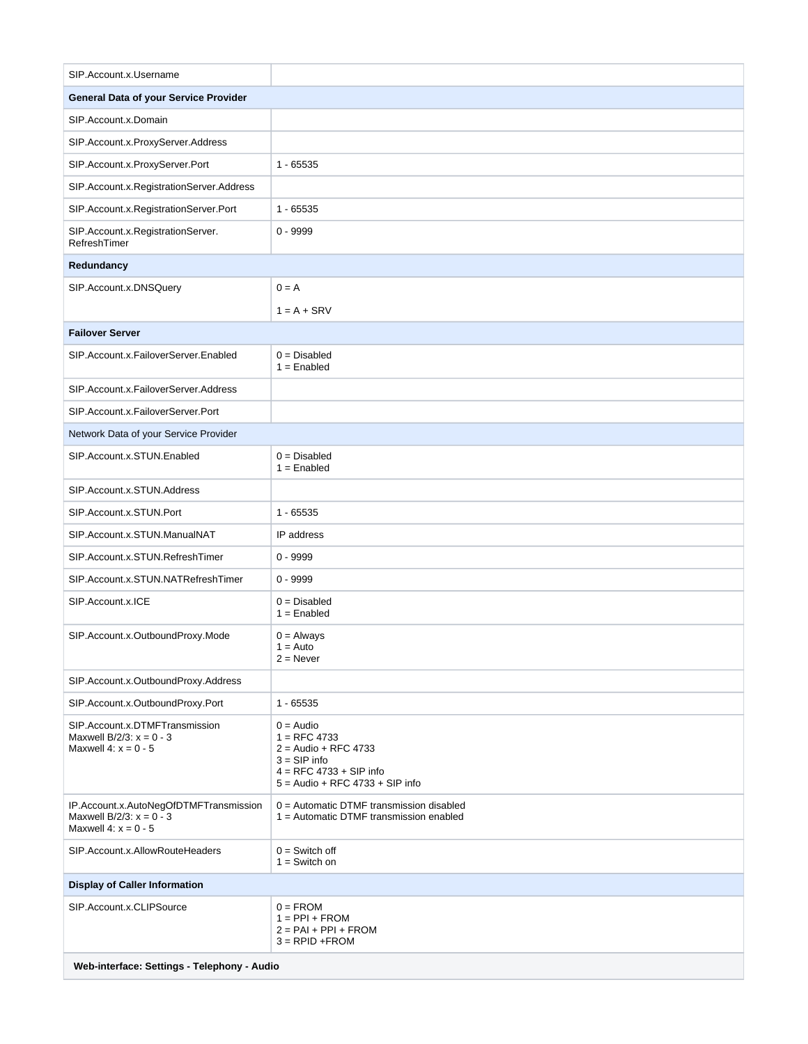| | |
|---|---|
| SIP.Account.x.Username | |
| **General Data of your Service Provider** | |
| SIP.Account.x.Domain | |
| SIP.Account.x.ProxyServer.Address | |
| SIP.Account.x.ProxyServer.Port | 1 - 65535 |
| SIP.Account.x.RegistrationServer.Address | |
| SIP.Account.x.RegistrationServer.Port | 1 - 65535 |
| SIP.Account.x.RegistrationServer. RefreshTimer | 0 - 9999 |
| **Redundancy** | |
| SIP.Account.x.DNSQuery | 0 = A<br>1 = A + SRV |
| **Failover Server** | |
| SIP.Account.x.FailoverServer.Enabled | 0 = Disabled<br>1 = Enabled |
| SIP.Account.x.FailoverServer.Address | |
| SIP.Account.x.FailoverServer.Port | |
| Network Data of your Service Provider | |
| SIP.Account.x.STUN.Enabled | 0 = Disabled<br>1 = Enabled |
| SIP.Account.x.STUN.Address | |
| SIP.Account.x.STUN.Port | 1 - 65535 |
| SIP.Account.x.STUN.ManualNAT | IP address |
| SIP.Account.x.STUN.RefreshTimer | 0 - 9999 |
| SIP.Account.x.STUN.NATRefreshTimer | 0 - 9999 |
| SIP.Account.x.ICE | 0 = Disabled<br>1 = Enabled |
| SIP.Account.x.OutboundProxy.Mode | 0 = Always<br>1 = Auto<br>2 = Never |
| SIP.Account.x.OutboundProxy.Address | |
| SIP.Account.x.OutboundProxy.Port | 1 - 65535 |
| SIP.Account.x.DTMFTransmission<br>Maxwell B/2/3: x = 0 - 3<br>Maxwell 4: x = 0 - 5 | 0 = Audio<br>1 = RFC 4733<br>2 = Audio + RFC 4733<br>3 = SIP info<br>4 = RFC 4733 + SIP info<br>5 = Audio + RFC 4733 + SIP info |
| IP.Account.x.AutoNegOfDTMFTransmission<br>Maxwell B/2/3: x = 0 - 3<br>Maxwell 4: x = 0 - 5 | 0 = Automatic DTMF transmission disabled<br>1 = Automatic DTMF transmission enabled |
| SIP.Account.x.AllowRouteHeaders | 0 = Switch off<br>1 = Switch on |
| **Display of Caller Information** | |
| SIP.Account.x.CLIPSource | 0 = FROM<br>1 = PPI + FROM<br>2 = PAI + PPI + FROM<br>3 = RPID +FROM |
| **Web-interface: Settings - Telephony - Audio** | |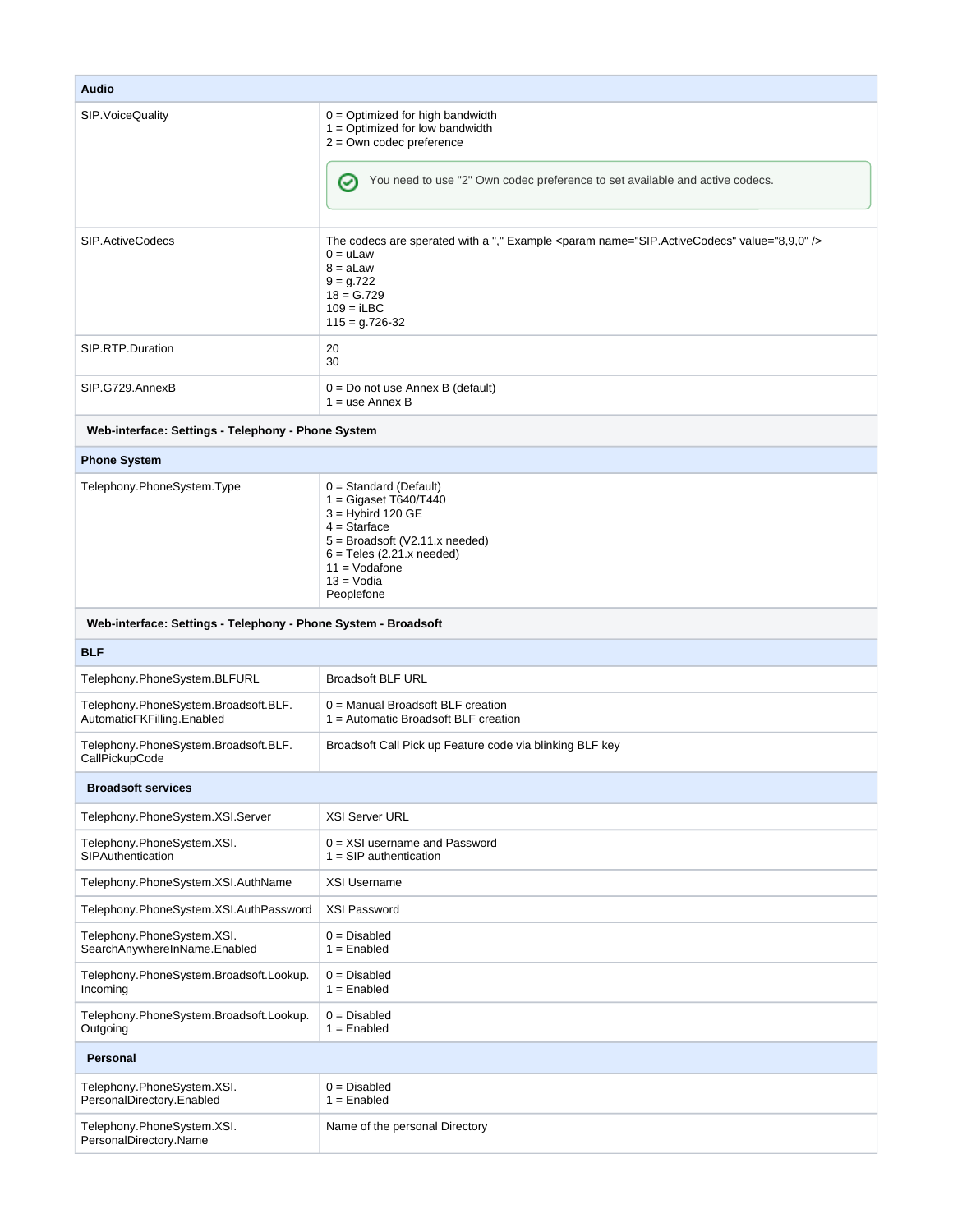| Audio | |
|---|---|
| SIP.VoiceQuality | 0 = Optimized for high bandwidth<br>1 = Optimized for low bandwidth<br>2 = Own codec preference<br><br>You need to use "2" Own codec preference to set available and active codecs. |
| SIP.ActiveCodecs | The codecs are sperated with a "," Example <param name="SIP.ActiveCodecs" value="8,9,0" /><br>0 = uLaw<br>8 = aLaw<br>9 = g.722<br>18 = G.729<br>109 = iLBC<br>115 = g.726-32 |
| SIP.RTP.Duration | 20<br>30 |
| SIP.G729.AnnexB | 0 = Do not use Annex B (default)<br>1 = use Annex B |

**Web-interface: Settings - Telephony - Phone System**

| Phone System | |
|---|---|
| Telephony.PhoneSystem.Type | 0 = Standard (Default)<br>1 = Gigaset T640/T440<br>3 = Hybird 120 GE<br>4 = Starface<br>5 = Broadsoft (V2.11.x needed)<br>6 = Teles (2.21.x needed)<br>11 = Vodafone<br>13 = Vodia<br>Peoplefone |

**Web-interface: Settings - Telephony - Phone System - Broadsoft**

| BLF | |
|---|---|
| Telephony.PhoneSystem.BLFURL | Broadsoft BLF URL |
| Telephony.PhoneSystem.Broadsoft.BLF.AutomaticFKFilling.Enabled | 0 = Manual Broadsoft BLF creation<br>1 = Automatic Broadsoft BLF creation |
| Telephony.PhoneSystem.Broadsoft.BLF.CallPickupCode | Broadsoft Call Pick up Feature code via blinking BLF key |
| **Broadsoft services** | |
| Telephony.PhoneSystem.XSI.Server | XSI Server URL |
| Telephony.PhoneSystem.XSI.SIPAuthentication | 0 = XSI username and Password<br>1 = SIP authentication |
| Telephony.PhoneSystem.XSI.AuthName | XSI Username |
| Telephony.PhoneSystem.XSI.AuthPassword | XSI Password |
| Telephony.PhoneSystem.XSI.SearchAnywhereInName.Enabled | 0 = Disabled<br>1 = Enabled |
| Telephony.PhoneSystem.Broadsoft.Lookup.Incoming | 0 = Disabled<br>1 = Enabled |
| Telephony.PhoneSystem.Broadsoft.Lookup.Outgoing | 0 = Disabled<br>1 = Enabled |
| **Personal** | |
| Telephony.PhoneSystem.XSI.PersonalDirectory.Enabled | 0 = Disabled<br>1 = Enabled |
| Telephony.PhoneSystem.XSI.PersonalDirectory.Name | Name of the personal Directory |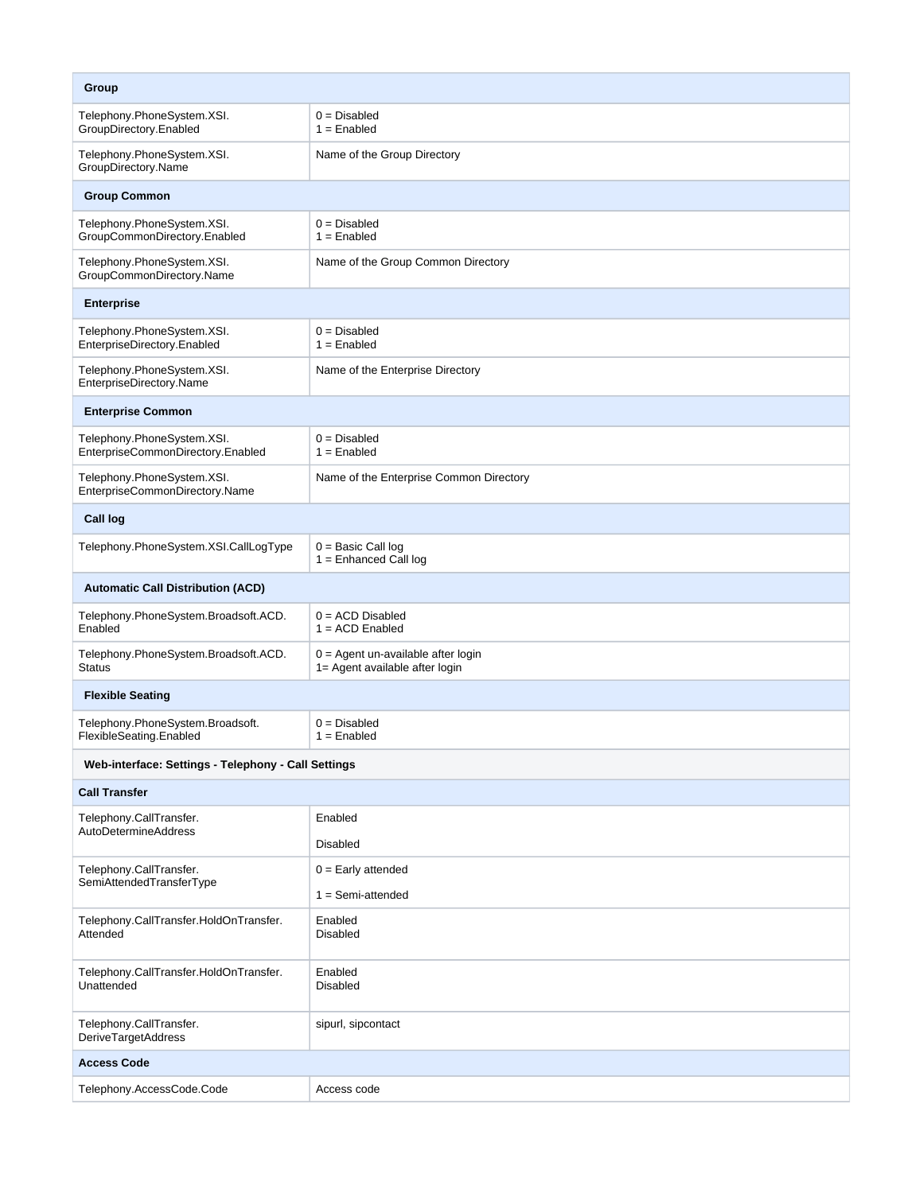| Group | |
|---|---|
| Telephony.PhoneSystem.XSI.GroupDirectory.Enabled | 0 = Disabled<br>1 = Enabled |
| Telephony.PhoneSystem.XSI.GroupDirectory.Name | Name of the Group Directory |
| **Group Common** | |
| Telephony.PhoneSystem.XSI.GroupCommonDirectory.Enabled | 0 = Disabled<br>1 = Enabled |
| Telephony.PhoneSystem.XSI.GroupCommonDirectory.Name | Name of the Group Common Directory |
| **Enterprise** | |
| Telephony.PhoneSystem.XSI.EnterpriseDirectory.Enabled | 0 = Disabled<br>1 = Enabled |
| Telephony.PhoneSystem.XSI.EnterpriseDirectory.Name | Name of the Enterprise Directory |
| **Enterprise Common** | |
| Telephony.PhoneSystem.XSI.EnterpriseCommonDirectory.Enabled | 0 = Disabled<br>1 = Enabled |
| Telephony.PhoneSystem.XSI.EnterpriseCommonDirectory.Name | Name of the Enterprise Common Directory |
| **Call log** | |
| Telephony.PhoneSystem.XSI.CallLogType | 0 = Basic Call log<br>1 = Enhanced Call log |
| **Automatic Call Distribution (ACD)** | |
| Telephony.PhoneSystem.Broadsoft.ACD.Enabled | 0 = ACD Disabled<br>1 = ACD Enabled |
| Telephony.PhoneSystem.Broadsoft.ACD.Status | 0 = Agent un-available after login<br>1= Agent available after login |
| **Flexible Seating** | |
| Telephony.PhoneSystem.Broadsoft.FlexibleSeating.Enabled | 0 = Disabled<br>1 = Enabled |
| **Web-interface: Settings - Telephony - Call Settings** | |
| **Call Transfer** | |
| Telephony.CallTransfer.AutoDetermineAddress | Enabled<br><br>Disabled |
| Telephony.CallTransfer.SemiAttendedTransferType | 0 = Early attended<br><br>1 = Semi-attended |
| Telephony.CallTransfer.HoldOnTransfer.Attended | Enabled<br>Disabled |
| Telephony.CallTransfer.HoldOnTransfer.Unattended | Enabled<br>Disabled |
| Telephony.CallTransfer.DeriveTargetAddress | sipurl, sipcontact |
| **Access Code** | |
| Telephony.AccessCode.Code | Access code |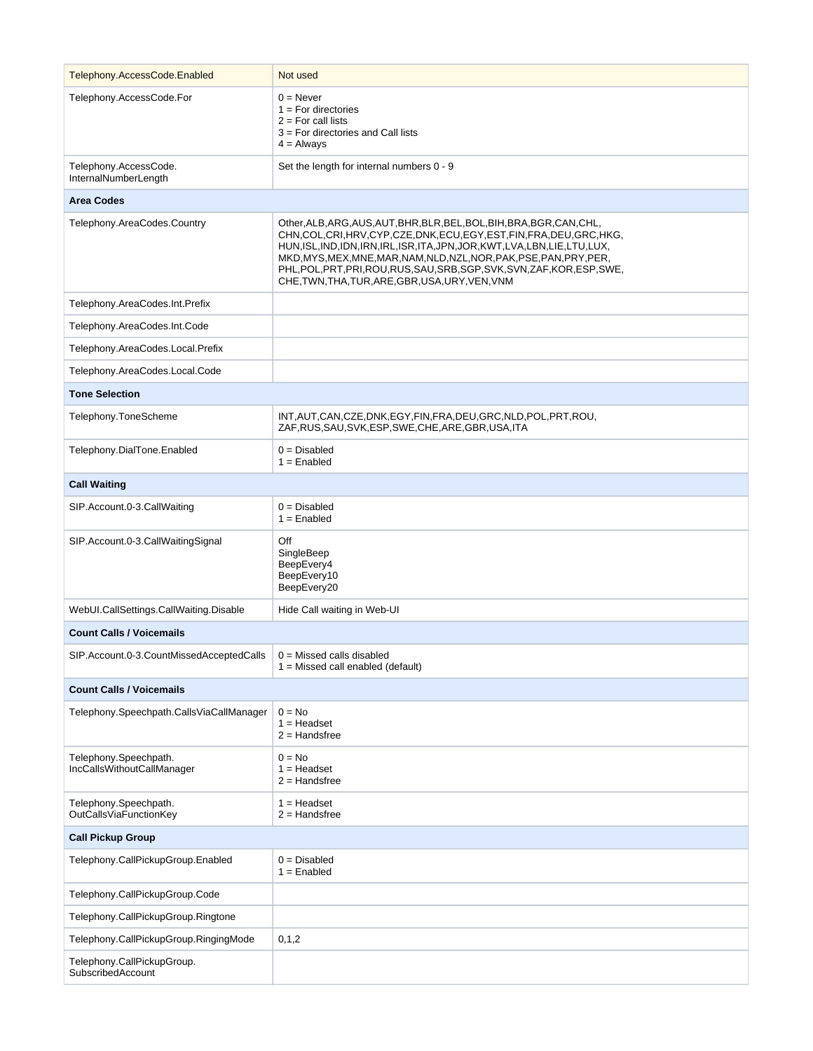| | |
|---|---|
| Telephony.AccessCode.Enabled | Not used |
| Telephony.AccessCode.For | 0 = Never<br>1 = For directories<br>2 = For call lists<br>3 = For directories and Call lists<br>4 = Always |
| Telephony.AccessCode.InternalNumberLength | Set the length for internal numbers 0 - 9 |
| **Area Codes** | |
| Telephony.AreaCodes.Country | Other,ALB,ARG,AUS,AUT,BHR,BLR,BEL,BOL,BIH,BRA,BGR,CAN,CHL,CHN,COL,CRI,HRV,CYP,CZE,DNK,ECU,EGY,EST,FIN,FRA,DEU,GRC,HKG,HUN,ISL,IND,IDN,IRN,IRL,ISR,ITA,JPN,JOR,KWT,LVA,LBN,LIE,LTU,LUX,MKD,MYS,MEX,MNE,MAR,NAM,NLD,NZL,NOR,PAK,PSE,PAN,PRY,PER,PHL,POL,PRT,PRI,ROU,RUS,SAU,SRB,SGP,SVK,SVN,ZAF,KOR,ESP,SWE,CHE,TWN,THA,TUR,ARE,GBR,USA,URY,VEN,VNM |
| Telephony.AreaCodes.Int.Prefix | |
| Telephony.AreaCodes.Int.Code | |
| Telephony.AreaCodes.Local.Prefix | |
| Telephony.AreaCodes.Local.Code | |
| **Tone Selection** | |
| Telephony.ToneScheme | INT,AUT,CAN,CZE,DNK,EGY,FIN,FRA,DEU,GRC,NLD,POL,PRT,ROU,ZAF,RUS,SAU,SVK,ESP,SWE,CHE,ARE,GBR,USA,ITA |
| Telephony.DialTone.Enabled | 0 = Disabled<br>1 = Enabled |
| **Call Waiting** | |
| SIP.Account.0-3.CallWaiting | 0 = Disabled<br>1 = Enabled |
| SIP.Account.0-3.CallWaitingSignal | Off<br>SingleBeep<br>BeepEvery4<br>BeepEvery10<br>BeepEvery20 |
| WebUI.CallSettings.CallWaiting.Disable | Hide Call waiting in Web-UI |
| **Count Calls / Voicemails** | |
| SIP.Account.0-3.CountMissedAcceptedCalls | 0 = Missed calls disabled<br>1 = Missed call enabled (default) |
| **Count Calls / Voicemails** | |
| Telephony.Speechpath.CallsViaCallManager | 0 = No<br>1 = Headset<br>2 = Handsfree |
| Telephony.Speechpath.IncCallsWithoutCallManager | 0 = No<br>1 = Headset<br>2 = Handsfree |
| Telephony.Speechpath.OutCallsViaFunctionKey | 1 = Headset<br>2 = Handsfree |
| **Call Pickup Group** | |
| Telephony.CallPickupGroup.Enabled | 0 = Disabled<br>1 = Enabled |
| Telephony.CallPickupGroup.Code | |
| Telephony.CallPickupGroup.Ringtone | |
| Telephony.CallPickupGroup.RingingMode | 0,1,2 |
| Telephony.CallPickupGroup.SubscribedAccount | |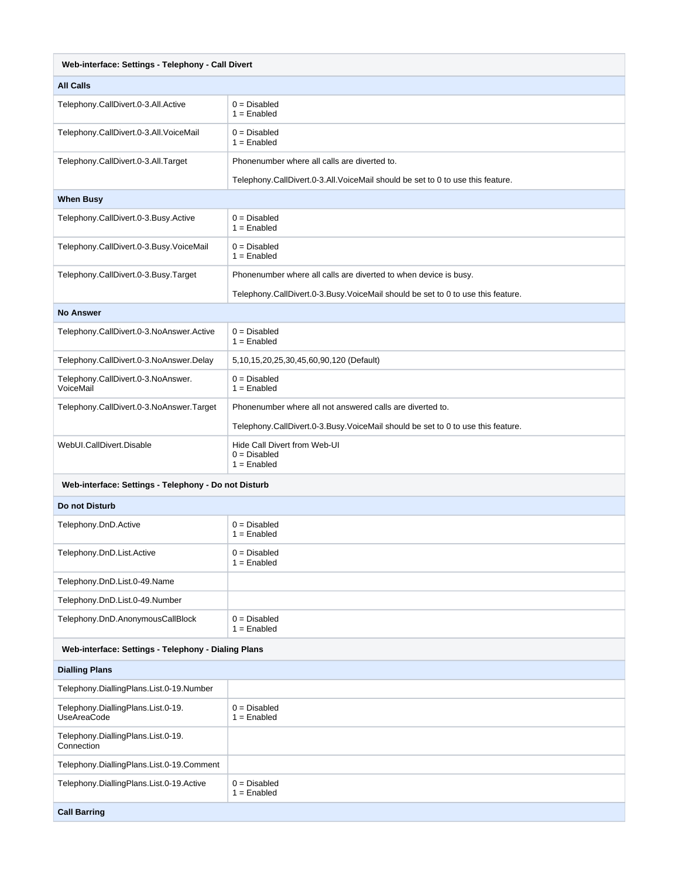| Web-interface: Settings - Telephony - Call Divert | |
|---|---|
| **All Calls** | |
| Telephony.CallDivert.0-3.All.Active | 0 = Disabled<br>1 = Enabled |
| Telephony.CallDivert.0-3.All.VoiceMail | 0 = Disabled<br>1 = Enabled |
| Telephony.CallDivert.0-3.All.Target | Phonenumber where all calls are diverted to.<br><br>Telephony.CallDivert.0-3.All.VoiceMail should be set to 0 to use this feature. |
| **When Busy** | |
| Telephony.CallDivert.0-3.Busy.Active | 0 = Disabled<br>1 = Enabled |
| Telephony.CallDivert.0-3.Busy.VoiceMail | 0 = Disabled<br>1 = Enabled |
| Telephony.CallDivert.0-3.Busy.Target | Phonenumber where all calls are diverted to when device is busy.<br><br>Telephony.CallDivert.0-3.Busy.VoiceMail should be set to 0 to use this feature. |
| **No Answer** | |
| Telephony.CallDivert.0-3.NoAnswer.Active | 0 = Disabled<br>1 = Enabled |
| Telephony.CallDivert.0-3.NoAnswer.Delay | 5,10,15,20,25,30,45,60,90,120 (Default) |
| Telephony.CallDivert.0-3.NoAnswer.VoiceMail | 0 = Disabled<br>1 = Enabled |
| Telephony.CallDivert.0-3.NoAnswer.Target | Phonenumber where all not answered calls are diverted to.<br><br>Telephony.CallDivert.0-3.Busy.VoiceMail should be set to 0 to use this feature. |
| WebUI.CallDivert.Disable | Hide Call Divert from Web-UI<br>0 = Disabled<br>1 = Enabled |

| Web-interface: Settings - Telephony - Do not Disturb | |
|---|---|
| **Do not Disturb** | |
| Telephony.DnD.Active | 0 = Disabled<br>1 = Enabled |
| Telephony.DnD.List.Active | 0 = Disabled<br>1 = Enabled |
| Telephony.DnD.List.0-49.Name | |
| Telephony.DnD.List.0-49.Number | |
| Telephony.DnD.AnonymousCallBlock | 0 = Disabled<br>1 = Enabled |

| Web-interface: Settings - Telephony - Dialing Plans | |
|---|---|
| **Dialling Plans** | |
| Telephony.DiallingPlans.List.0-19.Number | |
| Telephony.DiallingPlans.List.0-19.UseAreaCode | 0 = Disabled<br>1 = Enabled |
| Telephony.DiallingPlans.List.0-19.Connection | |
| Telephony.DiallingPlans.List.0-19.Comment | |
| Telephony.DiallingPlans.List.0-19.Active | 0 = Disabled<br>1 = Enabled |
| **Call Barring** | |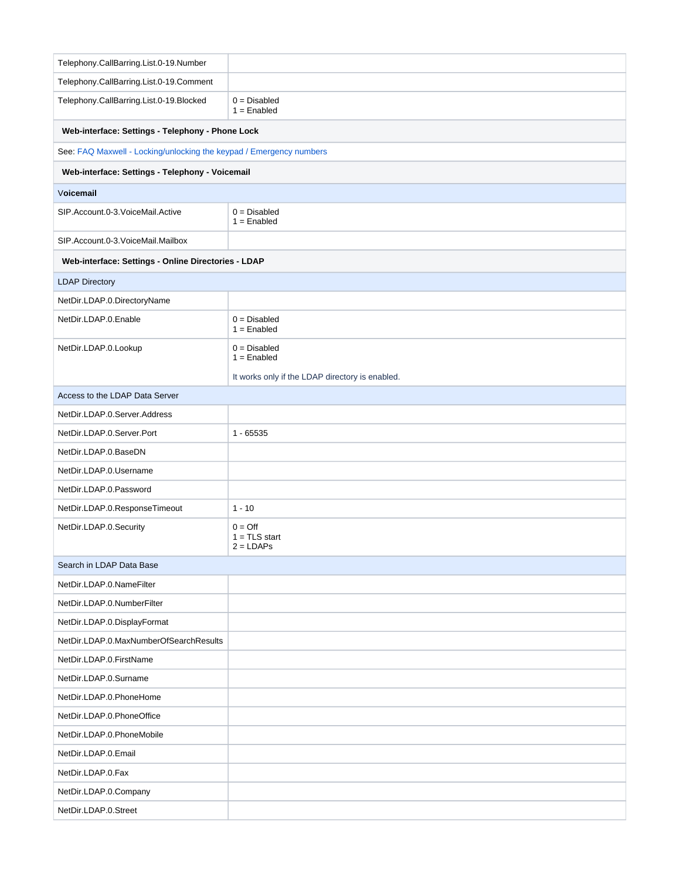| | |
|---|---|
| Telephony.CallBarring.List.0-19.Number | |
| Telephony.CallBarring.List.0-19.Comment | |
| Telephony.CallBarring.List.0-19.Blocked | 0 = Disabled<br>1 = Enabled |
| **Web-interface: Settings - Telephony - Phone Lock** | |
| See: FAQ Maxwell - Locking/unlocking the keypad / Emergency numbers | |
| **Web-interface: Settings - Telephony - Voicemail** | |
| **Voicemail** | |
| SIP.Account.0-3.VoiceMail.Active | 0 = Disabled<br>1 = Enabled |
| SIP.Account.0-3.VoiceMail.Mailbox | |
| **Web-interface: Settings - Online Directories - LDAP** | |
| LDAP Directory | |
| NetDir.LDAP.0.DirectoryName | |
| NetDir.LDAP.0.Enable | 0 = Disabled<br>1 = Enabled |
| NetDir.LDAP.0.Lookup | 0 = Disabled<br>1 = Enabled<br><br>It works only if the LDAP directory is enabled. |
| Access to the LDAP Data Server | |
| NetDir.LDAP.0.Server.Address | |
| NetDir.LDAP.0.Server.Port | 1 - 65535 |
| NetDir.LDAP.0.BaseDN | |
| NetDir.LDAP.0.Username | |
| NetDir.LDAP.0.Password | |
| NetDir.LDAP.0.ResponseTimeout | 1 - 10 |
| NetDir.LDAP.0.Security | 0 = Off<br>1 = TLS start<br>2 = LDAPs |
| Search in LDAP Data Base | |
| NetDir.LDAP.0.NameFilter | |
| NetDir.LDAP.0.NumberFilter | |
| NetDir.LDAP.0.DisplayFormat | |
| NetDir.LDAP.0.MaxNumberOfSearchResults | |
| NetDir.LDAP.0.FirstName | |
| NetDir.LDAP.0.Surname | |
| NetDir.LDAP.0.PhoneHome | |
| NetDir.LDAP.0.PhoneOffice | |
| NetDir.LDAP.0.PhoneMobile | |
| NetDir.LDAP.0.Email | |
| NetDir.LDAP.0.Fax | |
| NetDir.LDAP.0.Company | |
| NetDir.LDAP.0.Street | |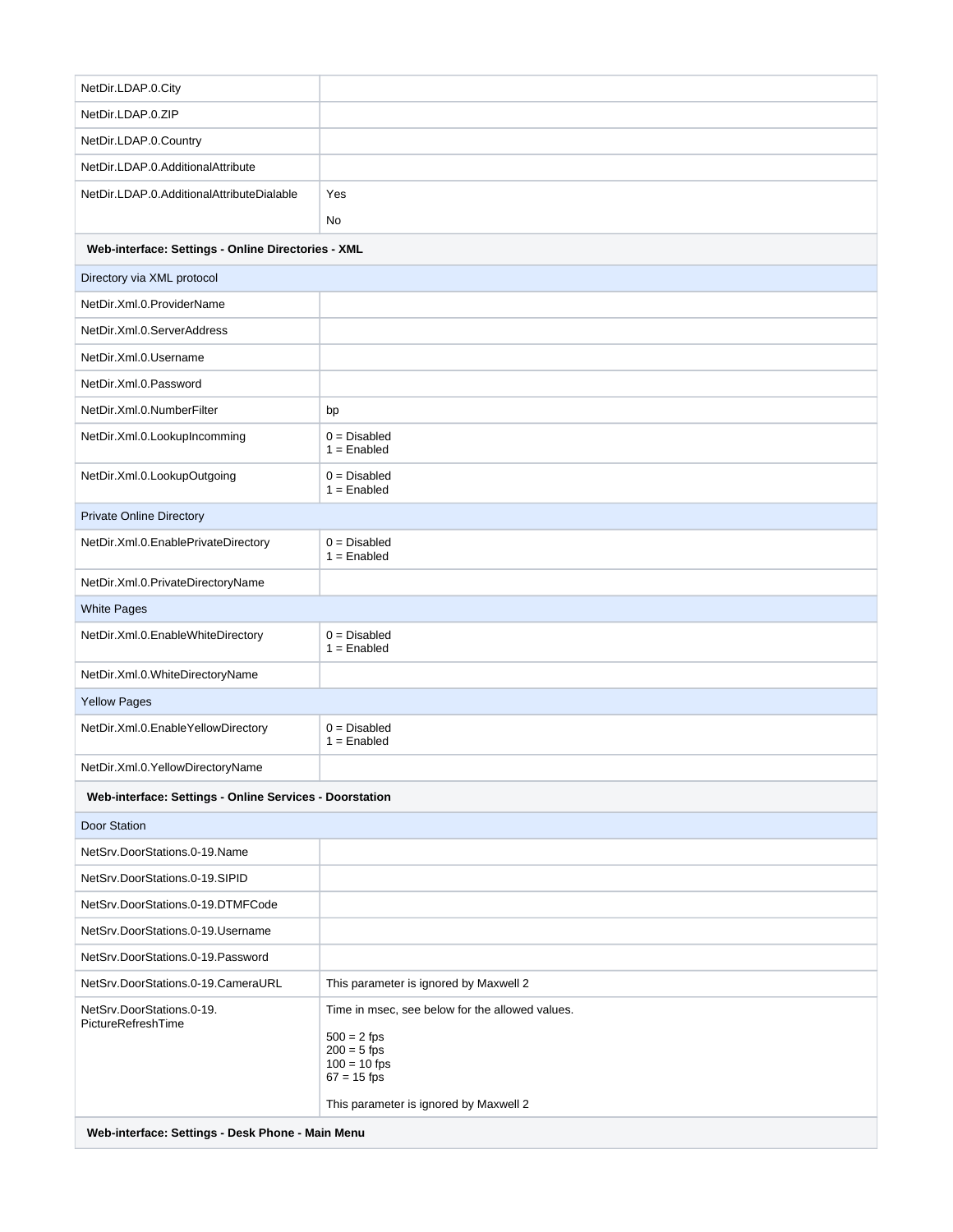| | |
|---|---|
| NetDir.LDAP.0.City | |
| NetDir.LDAP.0.ZIP | |
| NetDir.LDAP.0.Country | |
| NetDir.LDAP.0.AdditionalAttribute | |
| NetDir.LDAP.0.AdditionalAttributeDialable | Yes<br>No |
| **Web-interface: Settings - Online Directories - XML** | |
| Directory via XML protocol | |
| NetDir.Xml.0.ProviderName | |
| NetDir.Xml.0.ServerAddress | |
| NetDir.Xml.0.Username | |
| NetDir.Xml.0.Password | |
| NetDir.Xml.0.NumberFilter | bp |
| NetDir.Xml.0.LookupIncomming | 0 = Disabled<br>1 = Enabled |
| NetDir.Xml.0.LookupOutgoing | 0 = Disabled<br>1 = Enabled |
| Private Online Directory | |
| NetDir.Xml.0.EnablePrivateDirectory | 0 = Disabled<br>1 = Enabled |
| NetDir.Xml.0.PrivateDirectoryName | |
| White Pages | |
| NetDir.Xml.0.EnableWhiteDirectory | 0 = Disabled<br>1 = Enabled |
| NetDir.Xml.0.WhiteDirectoryName | |
| Yellow Pages | |
| NetDir.Xml.0.EnableYellowDirectory | 0 = Disabled<br>1 = Enabled |
| NetDir.Xml.0.YellowDirectoryName | |
| **Web-interface: Settings - Online Services - Doorstation** | |
| Door Station | |
| NetSrv.DoorStations.0-19.Name | |
| NetSrv.DoorStations.0-19.SIPID | |
| NetSrv.DoorStations.0-19.DTMFCode | |
| NetSrv.DoorStations.0-19.Username | |
| NetSrv.DoorStations.0-19.Password | |
| NetSrv.DoorStations.0-19.CameraURL | This parameter is ignored by Maxwell 2 |
| NetSrv.DoorStations.0-19.PictureRefreshTime | Time in msec, see below for the allowed values.<br><br>500 = 2 fps<br>200 = 5 fps<br>100 = 10 fps<br>67 = 15 fps<br><br>This parameter is ignored by Maxwell 2 |
| **Web-interface: Settings - Desk Phone - Main Menu** | |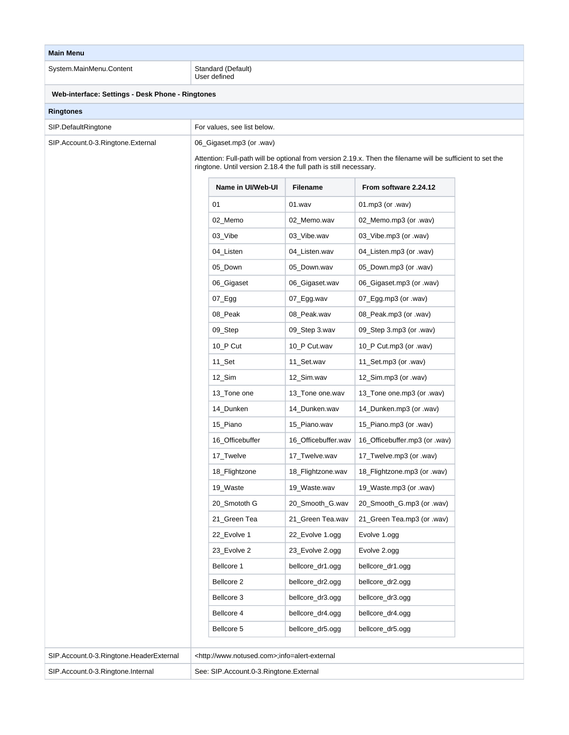| Main Menu | |
|---|---|
| System.MainMenu.Content | Standard (Default)<br>User defined |
| **Web-interface: Settings - Desk Phone - Ringtones** | |
| **Ringtones** | |
| SIP.DefaultRingtone | For values, see list below. |
| SIP.Account.0-3.Ringtone.External | 06_Gigaset.mp3 (or .wav)<br><br>Attention: Full-path will be optional from version 2.19.x. Then the filename will be sufficient to set the ringtone. Until version 2.18.4 the full path is still necessary. |

| Name in UI/Web-UI | Filename | From software 2.24.12 |
|---|---|---|
| 01 | 01.wav | 01.mp3 (or .wav) |
| 02_Memo | 02_Memo.wav | 02_Memo.mp3 (or .wav) |
| 03_Vibe | 03_Vibe.wav | 03_Vibe.mp3 (or .wav) |
| 04_Listen | 04_Listen.wav | 04_Listen.mp3 (or .wav) |
| 05_Down | 05_Down.wav | 05_Down.mp3 (or .wav) |
| 06_Gigaset | 06_Gigaset.wav | 06_Gigaset.mp3 (or .wav) |
| 07_Egg | 07_Egg.wav | 07_Egg.mp3 (or .wav) |
| 08_Peak | 08_Peak.wav | 08_Peak.mp3 (or .wav) |
| 09_Step | 09_Step 3.wav | 09_Step 3.mp3 (or .wav) |
| 10_P Cut | 10_P Cut.wav | 10_P Cut.mp3 (or .wav) |
| 11_Set | 11_Set.wav | 11_Set.mp3 (or .wav) |
| 12_Sim | 12_Sim.wav | 12_Sim.mp3 (or .wav) |
| 13_Tone one | 13_Tone one.wav | 13_Tone one.mp3 (or .wav) |
| 14_Dunken | 14_Dunken.wav | 14_Dunken.mp3 (or .wav) |
| 15_Piano | 15_Piano.wav | 15_Piano.mp3 (or .wav) |
| 16_Officebuffer | 16_Officebuffer.wav | 16_Officebuffer.mp3 (or .wav) |
| 17_Twelve | 17_Twelve.wav | 17_Twelve.mp3 (or .wav) |
| 18_Flightzone | 18_Flightzone.wav | 18_Flightzone.mp3 (or .wav) |
| 19_Waste | 19_Waste.wav | 19_Waste.mp3 (or .wav) |
| 20_Smotoh G | 20_Smooth_G.wav | 20_Smooth_G.mp3 (or .wav) |
| 21_Green Tea | 21_Green Tea.wav | 21_Green Tea.mp3 (or .wav) |
| 22_Evolve 1 | 22_Evolve 1.ogg | Evolve 1.ogg |
| 23_Evolve 2 | 23_Evolve 2.ogg | Evolve 2.ogg |
| Bellcore 1 | bellcore_dr1.ogg | bellcore_dr1.ogg |
| Bellcore 2 | bellcore_dr2.ogg | bellcore_dr2.ogg |
| Bellcore 3 | bellcore_dr3.ogg | bellcore_dr3.ogg |
| Bellcore 4 | bellcore_dr4.ogg | bellcore_dr4.ogg |
| Bellcore 5 | bellcore_dr5.ogg | bellcore_dr5.ogg |

| | |
|---|---|
| SIP.Account.0-3.Ringtone.HeaderExternal | <http://www.notused.com>;info=alert-external |
| SIP.Account.0-3.Ringtone.Internal | See: SIP.Account.0-3.Ringtone.External |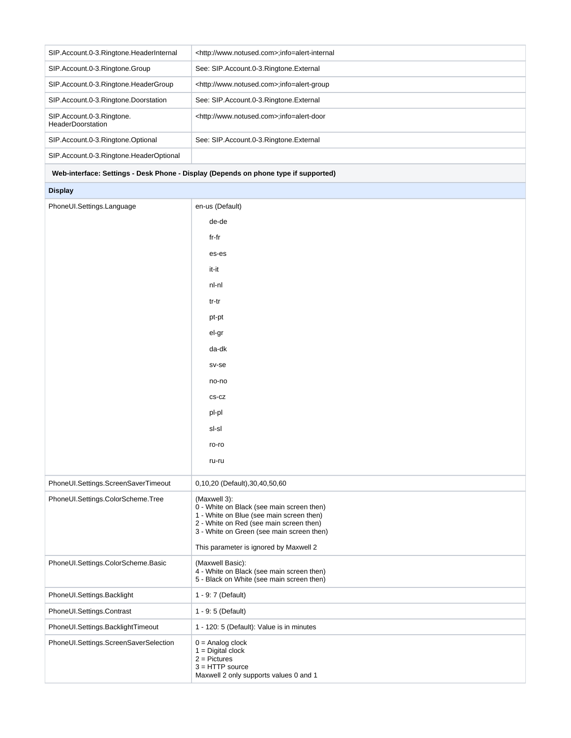| | |
|---|---|
| SIP.Account.0-3.Ringtone.HeaderInternal | <http://www.notused.com>;info=alert-internal |
| SIP.Account.0-3.Ringtone.Group | See: SIP.Account.0-3.Ringtone.External |
| SIP.Account.0-3.Ringtone.HeaderGroup | <http://www.notused.com>;info=alert-group |
| SIP.Account.0-3.Ringtone.Doorstation | See: SIP.Account.0-3.Ringtone.External |
| SIP.Account.0-3.Ringtone.HeaderDoorstation | <http://www.notused.com>;info=alert-door |
| SIP.Account.0-3.Ringtone.Optional | See: SIP.Account.0-3.Ringtone.External |
| SIP.Account.0-3.Ringtone.HeaderOptional | |
| **Web-interface: Settings - Desk Phone - Display (Depends on phone type if supported)** | |
| **Display** | |
| PhoneUI.Settings.Language | en-us (Default)<br>de-de<br>fr-fr<br>es-es<br>it-it<br>nl-nl<br>tr-tr<br>pt-pt<br>el-gr<br>da-dk<br>sv-se<br>no-no<br>cs-cz<br>pl-pl<br>sl-sl<br>ro-ro<br>ru-ru |
| PhoneUI.Settings.ScreenSaverTimeout | 0,10,20 (Default),30,40,50,60 |
| PhoneUI.Settings.ColorScheme.Tree | (Maxwell 3):<br>0 - White on Black (see main screen then)<br>1 - White on Blue (see main screen then)<br>2 - White on Red (see main screen then)<br>3 - White on Green (see main screen then)<br><br>This parameter is ignored by Maxwell 2 |
| PhoneUI.Settings.ColorScheme.Basic | (Maxwell Basic):<br>4 - White on Black (see main screen then)<br>5 - Black on White (see main screen then) |
| PhoneUI.Settings.Backlight | 1 - 9: 7 (Default) |
| PhoneUI.Settings.Contrast | 1 - 9: 5 (Default) |
| PhoneUI.Settings.BacklightTimeout | 1 - 120: 5 (Default): Value is in minutes |
| PhoneUI.Settings.ScreenSaverSelection | 0 = Analog clock<br>1 = Digital clock<br>2 = Pictures<br>3 = HTTP source<br>Maxwell 2 only supports values 0 and 1 |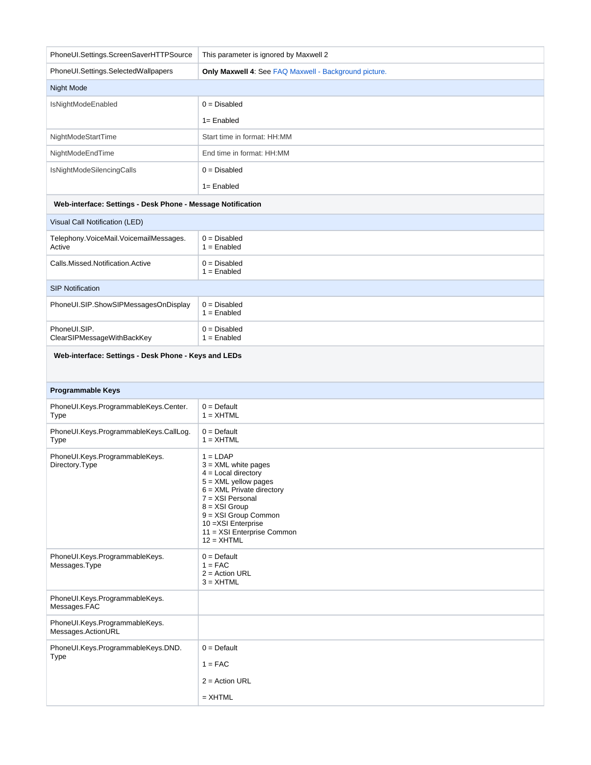| | |
|---|---|
| PhoneUI.Settings.ScreenSaverHTTPSource | This parameter is ignored by Maxwell 2 |
| PhoneUI.Settings.SelectedWallpapers | **Only Maxwell 4**: See FAQ Maxwell - Background picture. |
| Night Mode | |
| IsNightModeEnabled | 0 = Disabled<br>1= Enabled |
| NightModeStartTime | Start time in format: HH:MM |
| NightModeEndTime | End time in format: HH:MM |
| IsNightModeSilencingCalls | 0 = Disabled<br>1= Enabled |
| **Web-interface: Settings - Desk Phone - Message Notification** | |
| Visual Call Notification (LED) | |
| Telephony.VoiceMail.VoicemailMessages.Active | 0 = Disabled<br>1 = Enabled |
| Calls.Missed.Notification.Active | 0 = Disabled<br>1 = Enabled |
| SIP Notification | |
| PhoneUI.SIP.ShowSIPMessagesOnDisplay | 0 = Disabled<br>1 = Enabled |
| PhoneUI.SIP.ClearSIPMessageWithBackKey | 0 = Disabled<br>1 = Enabled |
| **Web-interface: Settings - Desk Phone - Keys and LEDs** | |
| **Programmable Keys** | |
| PhoneUI.Keys.ProgrammableKeys.Center.Type | 0 = Default<br>1 = XHTML |
| PhoneUI.Keys.ProgrammableKeys.CallLog.Type | 0 = Default<br>1 = XHTML |
| PhoneUI.Keys.ProgrammableKeys.Directory.Type | 1 = LDAP<br>3 = XML white pages<br>4 = Local directory<br>5 = XML yellow pages<br>6 = XML Private directory<br>7 = XSI Personal<br>8 = XSI Group<br>9 = XSI Group Common<br>10 =XSI Enterprise<br>11 = XSI Enterprise Common<br>12 = XHTML |
| PhoneUI.Keys.ProgrammableKeys.Messages.Type | 0 = Default<br>1 = FAC<br>2 = Action URL<br>3 = XHTML |
| PhoneUI.Keys.ProgrammableKeys.Messages.FAC | |
| PhoneUI.Keys.ProgrammableKeys.Messages.ActionURL | |
| PhoneUI.Keys.ProgrammableKeys.DND.Type | 0 = Default<br>1 = FAC<br>2 = Action URL<br>= XHTML |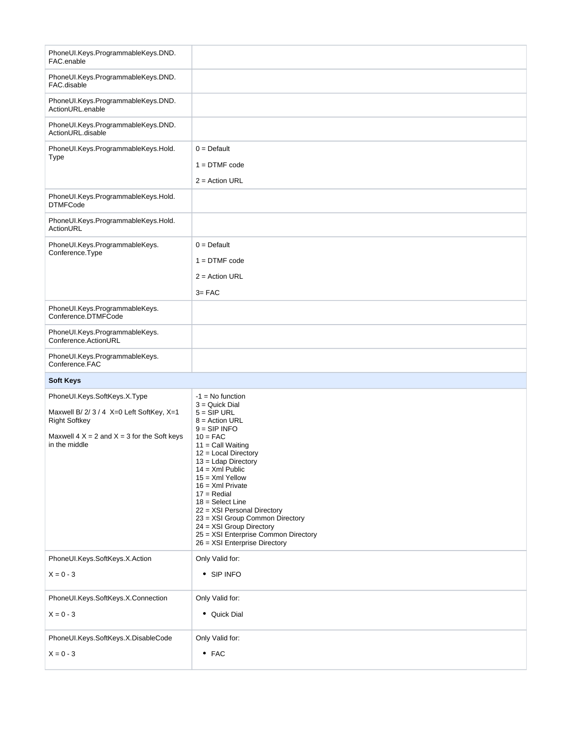| | |
|---|---|
| PhoneUI.Keys.ProgrammableKeys.DND.FAC.enable | |
| PhoneUI.Keys.ProgrammableKeys.DND.FAC.disable | |
| PhoneUI.Keys.ProgrammableKeys.DND.ActionURL.enable | |
| PhoneUI.Keys.ProgrammableKeys.DND.ActionURL.disable | |
| PhoneUI.Keys.ProgrammableKeys.Hold.Type | 0 = Default<br><br>1 = DTMF code<br><br>2 = Action URL |
| PhoneUI.Keys.ProgrammableKeys.Hold.DTMFCode | |
| PhoneUI.Keys.ProgrammableKeys.Hold.ActionURL | |
| PhoneUI.Keys.ProgrammableKeys.Conference.Type | 0 = Default<br><br>1 = DTMF code<br><br>2 = Action URL<br><br>3= FAC |
| PhoneUI.Keys.ProgrammableKeys.Conference.DTMFCode | |
| PhoneUI.Keys.ProgrammableKeys.Conference.ActionURL | |
| PhoneUI.Keys.ProgrammableKeys.Conference.FAC | |
| **Soft Keys** | |
| PhoneUI.Keys.SoftKeys.X.Type<br><br>Maxwell B/ 2/ 3 / 4 X=0 Left SoftKey, X=1 Right Softkey<br><br>Maxwell 4 X = 2 and X = 3 for the Soft keys in the middle | -1 = No function<br>3 = Quick Dial<br>5 = SIP URL<br>8 = Action URL<br>9 = SIP INFO<br>10 = FAC<br>11 = Call Waiting<br>12 = Local Directory<br>13 = Ldap Directory<br>14 = Xml Public<br>15 = Xml Yellow<br>16 = Xml Private<br>17 = Redial<br>18 = Select Line<br>22 = XSI Personal Directory<br>23 = XSI Group Common Directory<br>24 = XSI Group Directory<br>25 = XSI Enterprise Common Directory<br>26 = XSI Enterprise Directory |
| PhoneUI.Keys.SoftKeys.X.Action<br><br>X = 0 - 3 | Only Valid for:<br><br>• SIP INFO |
| PhoneUI.Keys.SoftKeys.X.Connection<br><br>X = 0 - 3 | Only Valid for:<br><br>• Quick Dial |
| PhoneUI.Keys.SoftKeys.X.DisableCode<br><br>X = 0 - 3 | Only Valid for:<br><br>• FAC |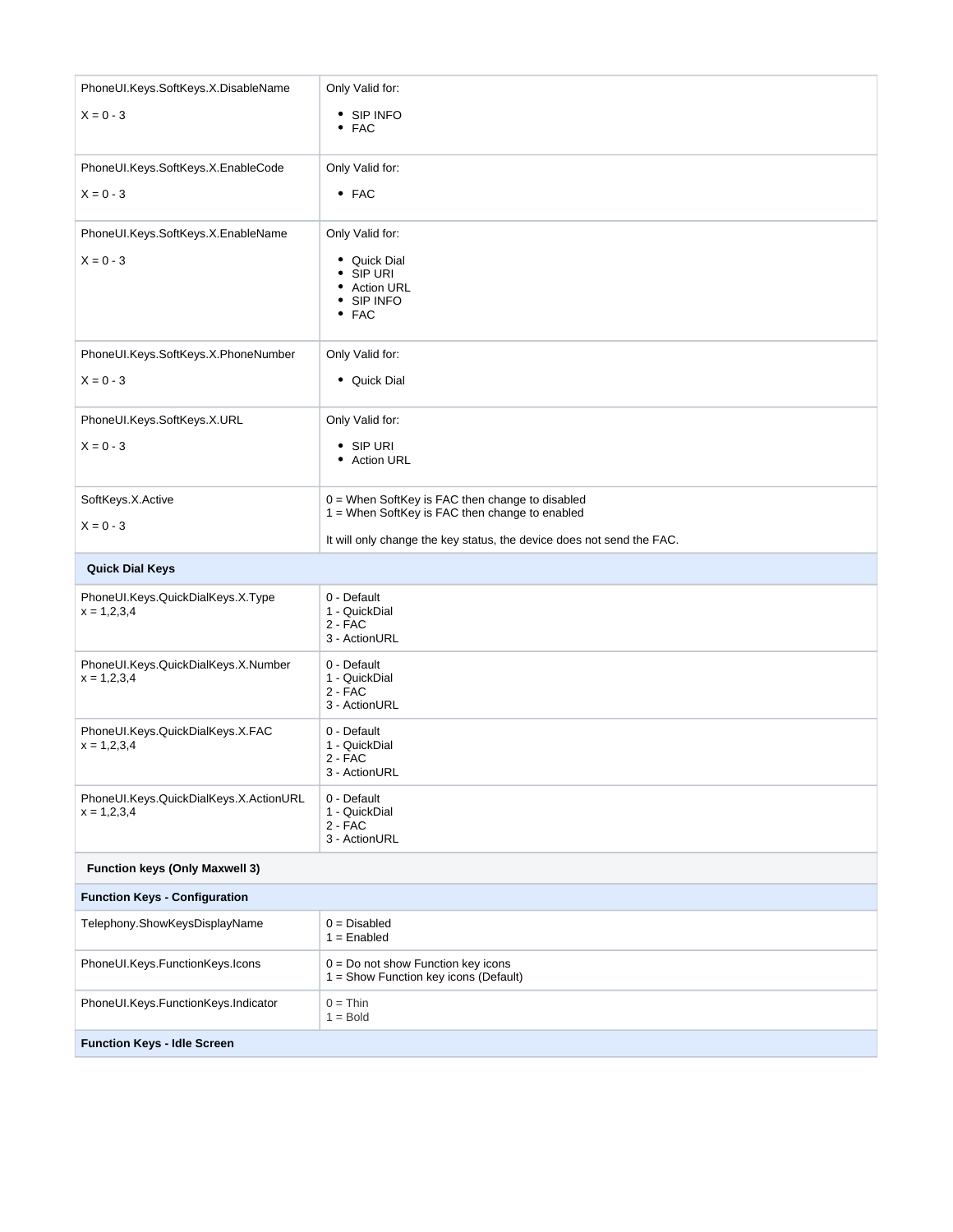| | |
|---|---|
| PhoneUI.Keys.SoftKeys.X.DisableName<br><br>X = 0 - 3 | Only Valid for:<br><br>• SIP INFO<br>• FAC |
| PhoneUI.Keys.SoftKeys.X.EnableCode<br><br>X = 0 - 3 | Only Valid for:<br><br>• FAC |
| PhoneUI.Keys.SoftKeys.X.EnableName<br><br>X = 0 - 3 | Only Valid for:<br><br>• Quick Dial<br>• SIP URI<br>• Action URL<br>• SIP INFO<br>• FAC |
| PhoneUI.Keys.SoftKeys.X.PhoneNumber<br><br>X = 0 - 3 | Only Valid for:<br><br>• Quick Dial |
| PhoneUI.Keys.SoftKeys.X.URL<br><br>X = 0 - 3 | Only Valid for:<br><br>• SIP URI<br>• Action URL |
| SoftKeys.X.Active<br><br>X = 0 - 3 | 0 = When SoftKey is FAC then change to disabled<br>1 = When SoftKey is FAC then change to enabled<br><br>It will only change the key status, the device does not send the FAC. |
| **Quick Dial Keys** | |
| PhoneUI.Keys.QuickDialKeys.X.Type<br>x = 1,2,3,4 | 0 - Default<br>1 - QuickDial<br>2 - FAC<br>3 - ActionURL |
| PhoneUI.Keys.QuickDialKeys.X.Number<br>x = 1,2,3,4 | 0 - Default<br>1 - QuickDial<br>2 - FAC<br>3 - ActionURL |
| PhoneUI.Keys.QuickDialKeys.X.FAC<br>x = 1,2,3,4 | 0 - Default<br>1 - QuickDial<br>2 - FAC<br>3 - ActionURL |
| PhoneUI.Keys.QuickDialKeys.X.ActionURL<br>x = 1,2,3,4 | 0 - Default<br>1 - QuickDial<br>2 - FAC<br>3 - ActionURL |
| **Function keys (Only Maxwell 3)** | |
| **Function Keys - Configuration** | |
| Telephony.ShowKeysDisplayName | 0 = Disabled<br>1 = Enabled |
| PhoneUI.Keys.FunctionKeys.Icons | 0 = Do not show Function key icons<br>1 = Show Function key icons (Default) |
| PhoneUI.Keys.FunctionKeys.Indicator | 0 = Thin<br>1 = Bold |
| **Function Keys - Idle Screen** | |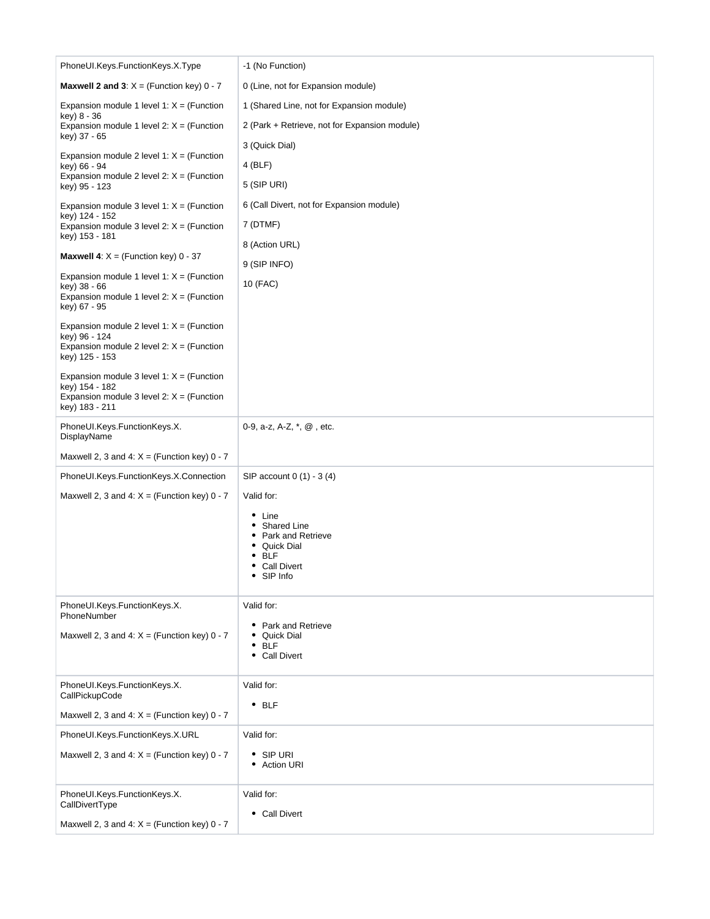| | |
|---|---|
| PhoneUI.Keys.FunctionKeys.X.Type<br><br>**Maxwell 2 and 3**: X = (Function key) 0 - 7<br><br>Expansion module 1 level 1: X = (Function key) 8 - 36<br>Expansion module 1 level 2: X = (Function key) 37 - 65<br><br>Expansion module 2 level 1: X = (Function key) 66 - 94<br>Expansion module 2 level 2: X = (Function key) 95 - 123<br><br>Expansion module 3 level 1: X = (Function key) 124 - 152<br>Expansion module 3 level 2: X = (Function key) 153 - 181<br><br>**Maxwell 4**: X = (Function key) 0 - 37<br><br>Expansion module 1 level 1: X = (Function key) 38 - 66<br>Expansion module 1 level 2: X = (Function key) 67 - 95<br><br>Expansion module 2 level 1: X = (Function key) 96 - 124<br>Expansion module 2 level 2: X = (Function key) 125 - 153<br><br>Expansion module 3 level 1: X = (Function key) 154 - 182<br>Expansion module 3 level 2: X = (Function key) 183 - 211 | -1 (No Function)<br><br>0 (Line, not for Expansion module)<br><br>1 (Shared Line, not for Expansion module)<br><br>2 (Park + Retrieve, not for Expansion module)<br><br>3 (Quick Dial)<br><br>4 (BLF)<br><br>5 (SIP URI)<br><br>6 (Call Divert, not for Expansion module)<br><br>7 (DTMF)<br><br>8 (Action URL)<br><br>9 (SIP INFO)<br><br>10 (FAC) |
| PhoneUI.Keys.FunctionKeys.X.DisplayName<br><br>Maxwell 2, 3 and 4: X = (Function key) 0 - 7 | 0-9, a-z, A-Z, *, @ , etc. |
| PhoneUI.Keys.FunctionKeys.X.Connection<br><br>Maxwell 2, 3 and 4: X = (Function key) 0 - 7 | SIP account 0 (1) - 3 (4)<br><br>Valid for:<br><br>• Line<br>• Shared Line<br>• Park and Retrieve<br>• Quick Dial<br>• BLF<br>• Call Divert<br>• SIP Info |
| PhoneUI.Keys.FunctionKeys.X.PhoneNumber<br><br>Maxwell 2, 3 and 4: X = (Function key) 0 - 7 | Valid for:<br><br>• Park and Retrieve<br>• Quick Dial<br>• BLF<br>• Call Divert |
| PhoneUI.Keys.FunctionKeys.X.CallPickupCode<br><br>Maxwell 2, 3 and 4: X = (Function key) 0 - 7 | Valid for:<br><br>• BLF |
| PhoneUI.Keys.FunctionKeys.X.URL<br><br>Maxwell 2, 3 and 4: X = (Function key) 0 - 7 | Valid for:<br><br>• SIP URI<br>• Action URI |
| PhoneUI.Keys.FunctionKeys.X.CallDivertType<br><br>Maxwell 2, 3 and 4: X = (Function key) 0 - 7 | Valid for:<br><br>• Call Divert |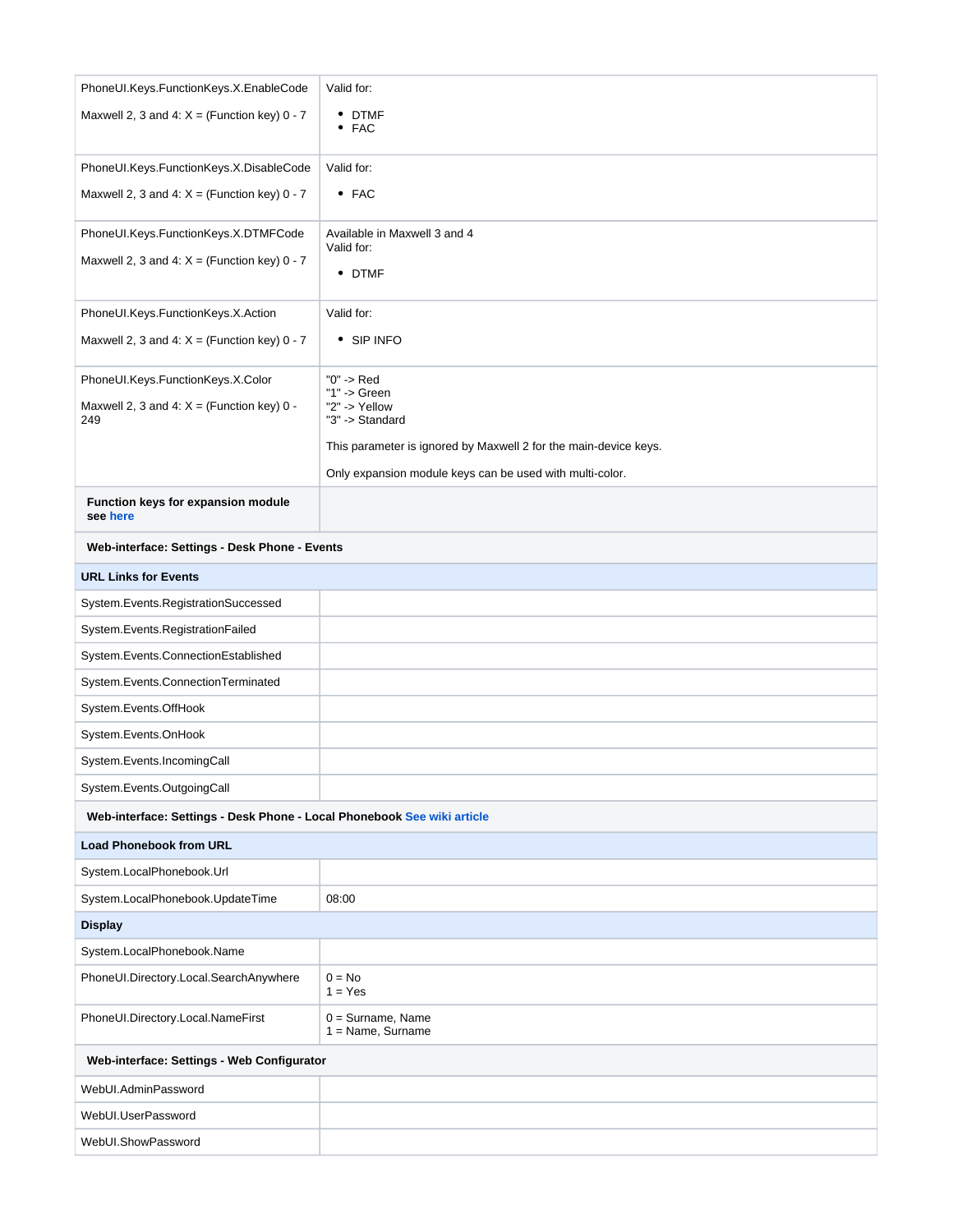| Parameter | Description |
|---|---|
| PhoneUI.Keys.FunctionKeys.X.EnableCode<br><br>Maxwell 2, 3 and 4: X = (Function key) 0 - 7 | Valid for:<br><br>• DTMF<br>• FAC |
| PhoneUI.Keys.FunctionKeys.X.DisableCode<br><br>Maxwell 2, 3 and 4: X = (Function key) 0 - 7 | Valid for:<br><br>• FAC |
| PhoneUI.Keys.FunctionKeys.X.DTMFCode<br><br>Maxwell 2, 3 and 4: X = (Function key) 0 - 7 | Available in Maxwell 3 and 4<br>Valid for:<br><br>• DTMF |
| PhoneUI.Keys.FunctionKeys.X.Action<br><br>Maxwell 2, 3 and 4: X = (Function key) 0 - 7 | Valid for:<br><br>• SIP INFO |
| PhoneUI.Keys.FunctionKeys.X.Color<br><br>Maxwell 2, 3 and 4: X = (Function key) 0 - 249 | "0" -> Red<br>"1" -> Green<br>"2" -> Yellow<br>"3" -> Standard<br><br>This parameter is ignored by Maxwell 2 for the main-device keys.<br><br>Only expansion module keys can be used with multi-color. |
| **Function keys for expansion module see here** | |
| **Web-interface: Settings - Desk Phone - Events** | |
| **URL Links for Events** | |
| System.Events.RegistrationSuccessed | |
| System.Events.RegistrationFailed | |
| System.Events.ConnectionEstablished | |
| System.Events.ConnectionTerminated | |
| System.Events.OffHook | |
| System.Events.OnHook | |
| System.Events.IncomingCall | |
| System.Events.OutgoingCall | |
| **Web-interface: Settings - Desk Phone - Local Phonebook See wiki article** | |
| **Load Phonebook from URL** | |
| System.LocalPhonebook.Url | |
| System.LocalPhonebook.UpdateTime | 08:00 |
| **Display** | |
| System.LocalPhonebook.Name | |
| PhoneUI.Directory.Local.SearchAnywhere | 0 = No<br>1 = Yes |
| PhoneUI.Directory.Local.NameFirst | 0 = Surname, Name<br>1 = Name, Surname |
| **Web-interface: Settings - Web Configurator** | |
| WebUI.AdminPassword | |
| WebUI.UserPassword | |
| WebUI.ShowPassword | |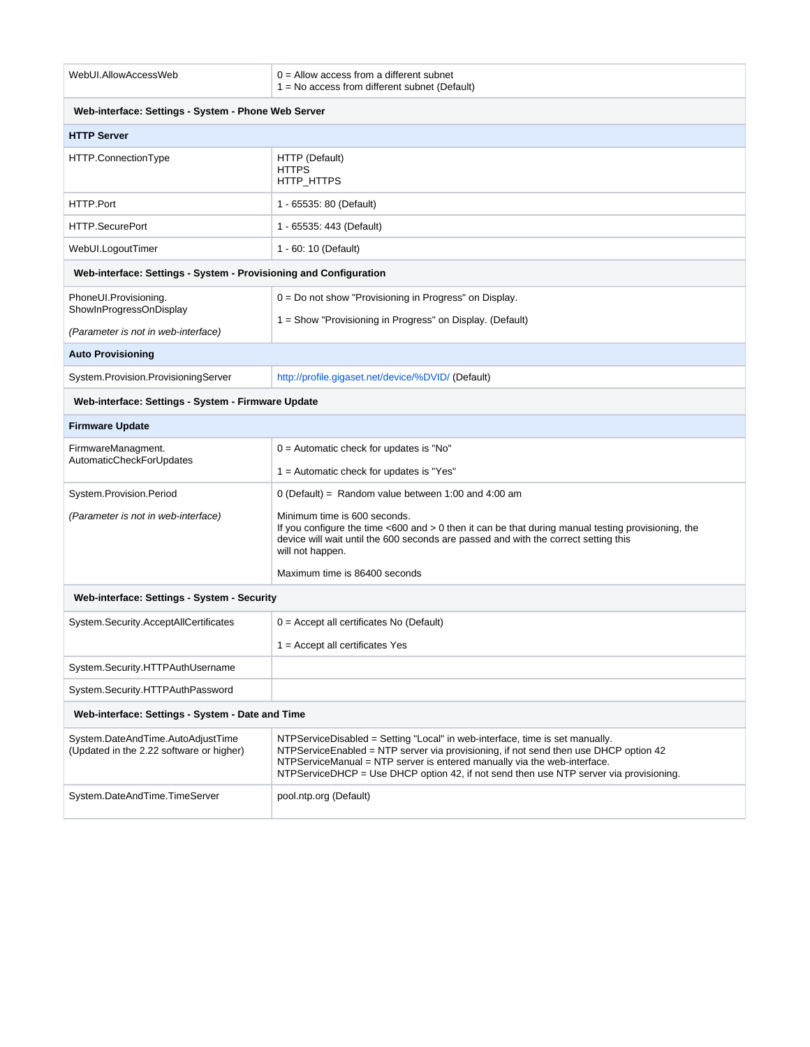| | |
|---|---|
| WebUI.AllowAccessWeb | 0 = Allow access from a different subnet<br>1 = No access from different subnet (Default) |
| **Web-interface: Settings - System - Phone Web Server** | |
| **HTTP Server** | |
| HTTP.ConnectionType | HTTP (Default)<br>HTTPS<br>HTTP_HTTPS |
| HTTP.Port | 1 - 65535: 80 (Default) |
| HTTP.SecurePort | 1 - 65535: 443 (Default) |
| WebUI.LogoutTimer | 1 - 60: 10 (Default) |
| **Web-interface: Settings - System - Provisioning and Configuration** | |
| PhoneUI.Provisioning.<br>ShowInProgressOnDisplay<br><br>*(Parameter is not in web-interface)* | 0 = Do not show "Provisioning in Progress" on Display.<br><br>1 = Show "Provisioning in Progress" on Display. (Default) |
| **Auto Provisioning** | |
| System.Provision.ProvisioningServer | http://profile.gigaset.net/device/%DVID/ (Default) |
| **Web-interface: Settings - System - Firmware Update** | |
| **Firmware Update** | |
| FirmwareManagment.<br>AutomaticCheckForUpdates | 0 = Automatic check for updates is "No"<br><br>1 = Automatic check for updates is "Yes" |
| System.Provision.Period<br><br>*(Parameter is not in web-interface)* | 0 (Default) = Random value between 1:00 and 4:00 am<br><br>Minimum time is 600 seconds.<br>If you configure the time <600 and > 0 then it can be that during manual testing provisioning, the device will wait until the 600 seconds are passed and with the correct setting this will not happen.<br><br>Maximum time is 86400 seconds |
| **Web-interface: Settings - System - Security** | |
| System.Security.AcceptAllCertificates | 0 = Accept all certificates No (Default)<br><br>1 = Accept all certificates Yes |
| System.Security.HTTPAuthUsername | |
| System.Security.HTTPAuthPassword | |
| **Web-interface: Settings - System - Date and Time** | |
| System.DateAndTime.AutoAdjustTime<br>(Updated in the 2.22 software or higher) | NTPServiceDisabled = Setting "Local" in web-interface, time is set manually.<br>NTPServiceEnabled = NTP server via provisioning, if not send then use DHCP option 42<br>NTPServiceManual = NTP server is entered manually via the web-interface.<br>NTPServiceDHCP = Use DHCP option 42, if not send then use NTP server via provisioning. |
| System.DateAndTime.TimeServer | pool.ntp.org (Default) |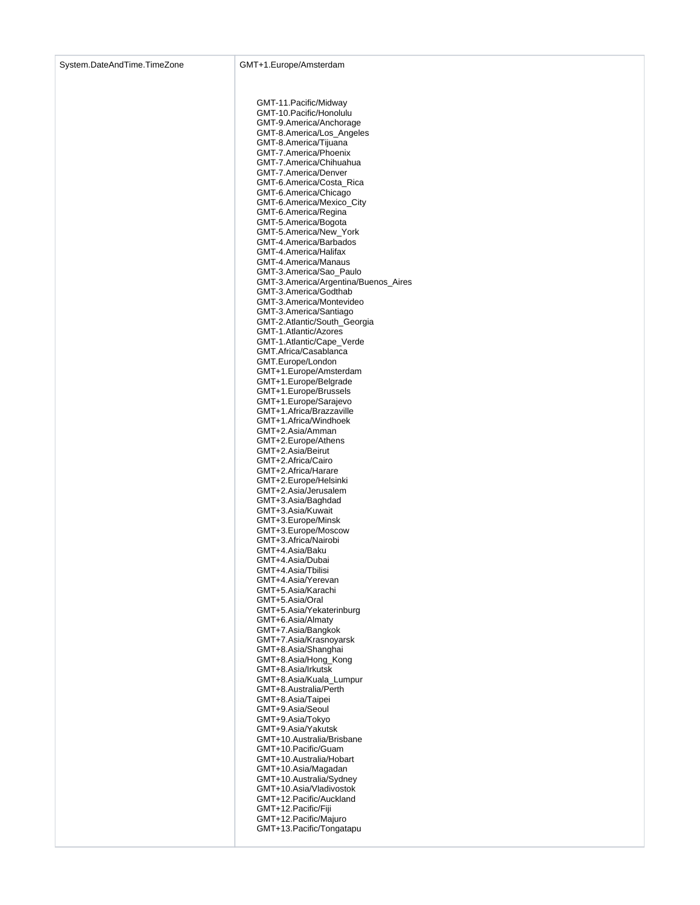| System.DateAndTime.TimeZone | GMT+1.Europe/Amsterdam<br><br>GMT-11.Pacific/Midway<br>GMT-10.Pacific/Honolulu<br>GMT-9.America/Anchorage<br>GMT-8.America/Los_Angeles<br>GMT-8.America/Tijuana<br>GMT-7.America/Phoenix<br>GMT-7.America/Chihuahua<br>GMT-7.America/Denver<br>GMT-6.America/Costa_Rica<br>GMT-6.America/Chicago<br>GMT-6.America/Mexico_City<br>GMT-6.America/Regina<br>GMT-5.America/Bogota<br>GMT-5.America/New_York<br>GMT-4.America/Barbados<br>GMT-4.America/Halifax<br>GMT-4.America/Manaus<br>GMT-3.America/Sao_Paulo<br>GMT-3.America/Argentina/Buenos_Aires<br>GMT-3.America/Godthab<br>GMT-3.America/Montevideo<br>GMT-3.America/Santiago<br>GMT-2.Atlantic/South_Georgia<br>GMT-1.Atlantic/Azores<br>GMT-1.Atlantic/Cape_Verde<br>GMT.Africa/Casablanca<br>GMT.Europe/London<br>GMT+1.Europe/Amsterdam<br>GMT+1.Europe/Belgrade<br>GMT+1.Europe/Brussels<br>GMT+1.Europe/Sarajevo<br>GMT+1.Africa/Brazzaville<br>GMT+1.Africa/Windhoek<br>GMT+2.Asia/Amman<br>GMT+2.Europe/Athens<br>GMT+2.Asia/Beirut<br>GMT+2.Africa/Cairo<br>GMT+2.Africa/Harare<br>GMT+2.Europe/Helsinki<br>GMT+2.Asia/Jerusalem<br>GMT+3.Asia/Baghdad<br>GMT+3.Asia/Kuwait<br>GMT+3.Europe/Minsk<br>GMT+3.Europe/Moscow<br>GMT+3.Africa/Nairobi<br>GMT+4.Asia/Baku<br>GMT+4.Asia/Dubai<br>GMT+4.Asia/Tbilisi<br>GMT+4.Asia/Yerevan<br>GMT+5.Asia/Karachi<br>GMT+5.Asia/Oral<br>GMT+5.Asia/Yekaterinburg<br>GMT+6.Asia/Almaty<br>GMT+7.Asia/Bangkok<br>GMT+7.Asia/Krasnoyarsk<br>GMT+8.Asia/Shanghai<br>GMT+8.Asia/Hong_Kong<br>GMT+8.Asia/Irkutsk<br>GMT+8.Asia/Kuala_Lumpur<br>GMT+8.Australia/Perth<br>GMT+8.Asia/Taipei<br>GMT+9.Asia/Seoul<br>GMT+9.Asia/Tokyo<br>GMT+9.Asia/Yakutsk<br>GMT+10.Australia/Brisbane<br>GMT+10.Pacific/Guam<br>GMT+10.Australia/Hobart<br>GMT+10.Asia/Magadan<br>GMT+10.Australia/Sydney<br>GMT+10.Asia/Vladivostok<br>GMT+12.Pacific/Auckland<br>GMT+12.Pacific/Fiji<br>GMT+12.Pacific/Majuro<br>GMT+13.Pacific/Tongatapu |
|---|---|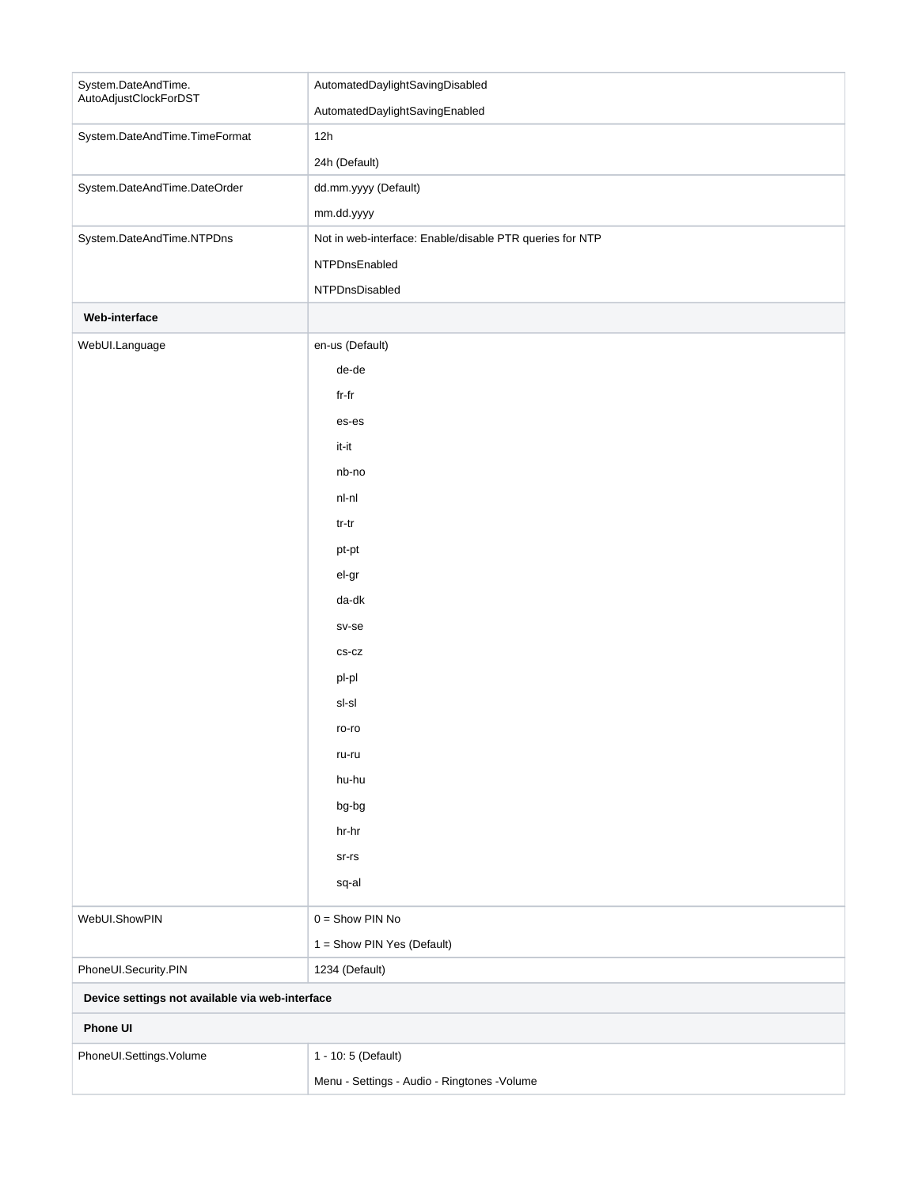| | |
|---|---|
| System.DateAndTime.AutoAdjustClockForDST | AutomatedDaylightSavingDisabled<br>AutomatedDaylightSavingEnabled |
| System.DateAndTime.TimeFormat | 12h<br>24h (Default) |
| System.DateAndTime.DateOrder | dd.mm.yyyy (Default)<br>mm.dd.yyyy |
| System.DateAndTime.NTPDns | Not in web-interface: Enable/disable PTR queries for NTP<br>NTPDnsEnabled<br>NTPDnsDisabled |
| **Web-interface** | |
| WebUI.Language | en-us (Default)<br>de-de<br>fr-fr<br>es-es<br>it-it<br>nb-no<br>nl-nl<br>tr-tr<br>pt-pt<br>el-gr<br>da-dk<br>sv-se<br>cs-cz<br>pl-pl<br>sl-sl<br>ro-ro<br>ru-ru<br>hu-hu<br>bg-bg<br>hr-hr<br>sr-rs<br>sq-al |
| WebUI.ShowPIN | 0 = Show PIN No<br>1 = Show PIN Yes (Default) |
| PhoneUI.Security.PIN | 1234 (Default) |
| **Device settings not available via web-interface** | |
| **Phone UI** | |
| PhoneUI.Settings.Volume | 1 - 10: 5 (Default)<br>Menu - Settings - Audio - Ringtones -Volume |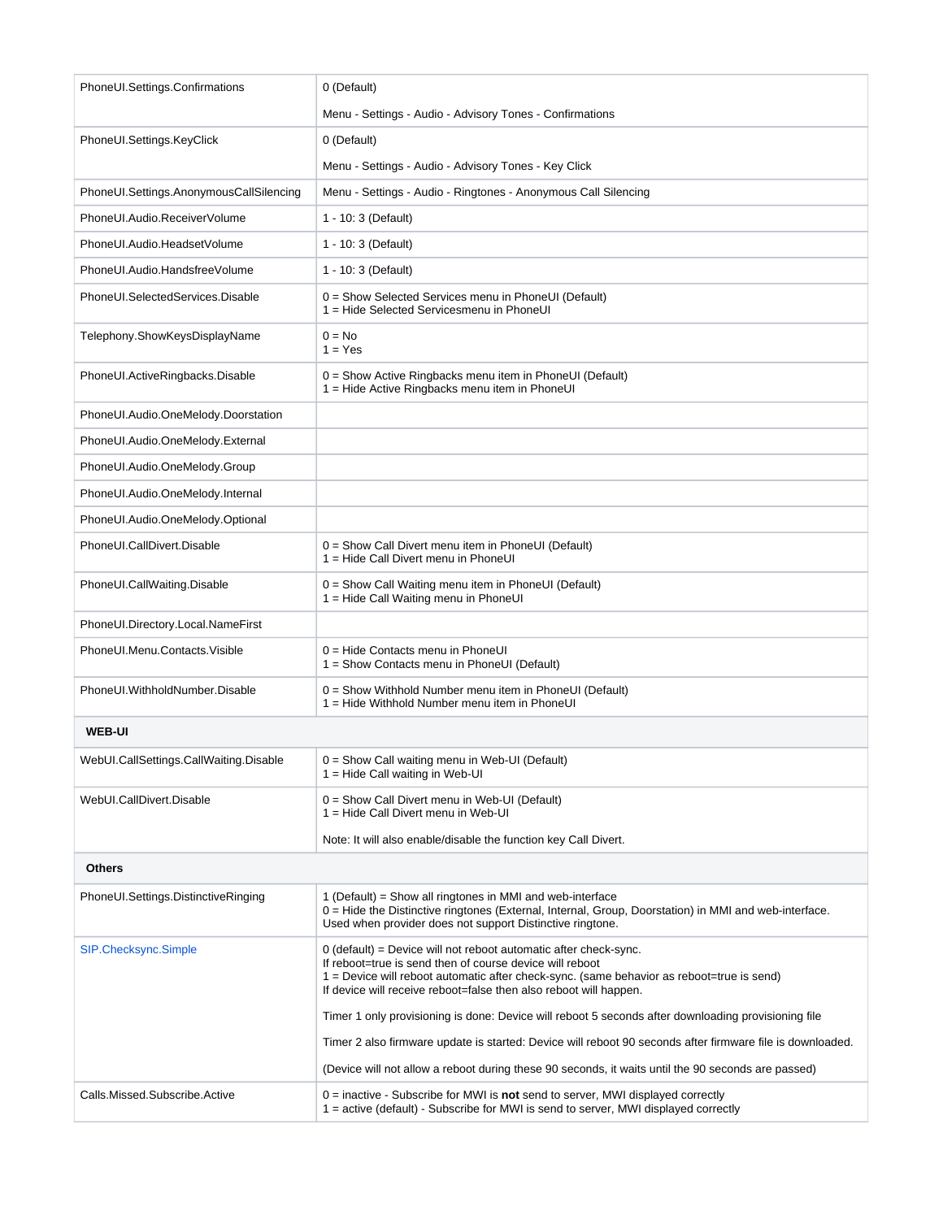| | |
|---|---|
| PhoneUI.Settings.Confirmations | 0 (Default)<br><br>Menu - Settings - Audio - Advisory Tones - Confirmations |
| PhoneUI.Settings.KeyClick | 0 (Default)<br><br>Menu - Settings - Audio - Advisory Tones - Key Click |
| PhoneUI.Settings.AnonymousCallSilencing | Menu - Settings - Audio - Ringtones - Anonymous Call Silencing |
| PhoneUI.Audio.ReceiverVolume | 1 - 10: 3 (Default) |
| PhoneUI.Audio.HeadsetVolume | 1 - 10: 3 (Default) |
| PhoneUI.Audio.HandsfreeVolume | 1 - 10: 3 (Default) |
| PhoneUI.SelectedServices.Disable | 0 = Show Selected Services menu in PhoneUI (Default)<br>1 = Hide Selected Servicesmenu in PhoneUI |
| Telephony.ShowKeysDisplayName | 0 = No<br>1 = Yes |
| PhoneUI.ActiveRingbacks.Disable | 0 = Show Active Ringbacks menu item in PhoneUI (Default)<br>1 = Hide Active Ringbacks menu item in PhoneUI |
| PhoneUI.Audio.OneMelody.Doorstation | |
| PhoneUI.Audio.OneMelody.External | |
| PhoneUI.Audio.OneMelody.Group | |
| PhoneUI.Audio.OneMelody.Internal | |
| PhoneUI.Audio.OneMelody.Optional | |
| PhoneUI.CallDivert.Disable | 0 = Show Call Divert menu item in PhoneUI (Default)<br>1 = Hide Call Divert menu in PhoneUI |
| PhoneUI.CallWaiting.Disable | 0 = Show Call Waiting menu item in PhoneUI (Default)<br>1 = Hide Call Waiting menu in PhoneUI |
| PhoneUI.Directory.Local.NameFirst | |
| PhoneUI.Menu.Contacts.Visible | 0 = Hide Contacts menu in PhoneUI<br>1 = Show Contacts menu in PhoneUI (Default) |
| PhoneUI.WithholdNumber.Disable | 0 = Show Withhold Number menu item in PhoneUI (Default)<br>1 = Hide Withhold Number menu item in PhoneUI |
| **WEB-UI** | |
| WebUI.CallSettings.CallWaiting.Disable | 0 = Show Call waiting menu in Web-UI (Default)<br>1 = Hide Call waiting in Web-UI |
| WebUI.CallDivert.Disable | 0 = Show Call Divert menu in Web-UI (Default)<br>1 = Hide Call Divert menu in Web-UI<br><br>Note: It will also enable/disable the function key Call Divert. |
| **Others** | |
| PhoneUI.Settings.DistinctiveRinging | 1 (Default) = Show all ringtones in MMI and web-interface<br>0 = Hide the Distinctive ringtones (External, Internal, Group, Doorstation) in MMI and web-interface.<br>Used when provider does not support Distinctive ringtone. |
| SIP.Checksync.Simple | 0 (default) = Device will not reboot automatic after check-sync.<br>If reboot=true is send then of course device will reboot<br>1 = Device will reboot automatic after check-sync. (same behavior as reboot=true is send)<br>If device will receive reboot=false then also reboot will happen.<br><br>Timer 1 only provisioning is done: Device will reboot 5 seconds after downloading provisioning file<br><br>Timer 2 also firmware update is started: Device will reboot 90 seconds after firmware file is downloaded.<br><br>(Device will not allow a reboot during these 90 seconds, it waits until the 90 seconds are passed) |
| Calls.Missed.Subscribe.Active | 0 = inactive - Subscribe for MWI is **not** send to server, MWI displayed correctly<br>1 = active (default) - Subscribe for MWI is send to server, MWI displayed correctly |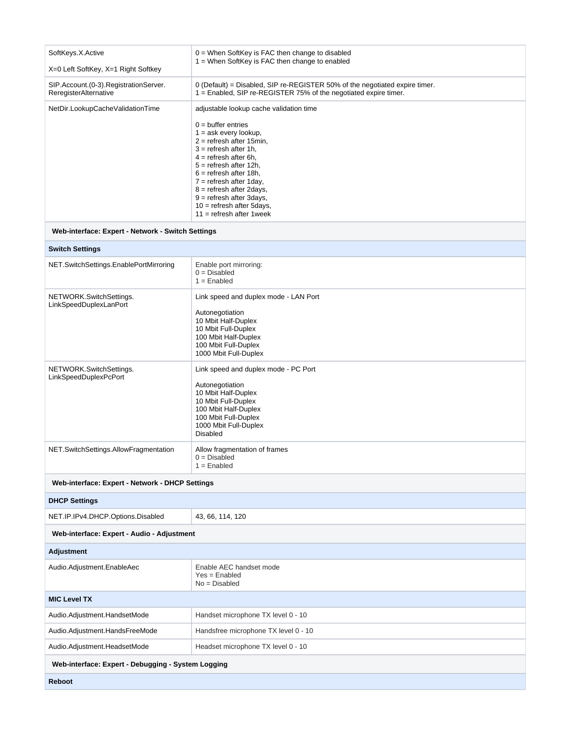| | |
|---|---|
| SoftKeys.X.Active<br><br>X=0 Left SoftKey, X=1 Right Softkey | 0 = When SoftKey is FAC then change to disabled<br>1 = When SoftKey is FAC then change to enabled |
| SIP.Account.(0-3).RegistrationServer.<br>ReregisterAlternative | 0 (Default) = Disabled, SIP re-REGISTER 50% of the negotiated expire timer.<br>1 = Enabled, SIP re-REGISTER 75% of the negotiated expire timer. |
| NetDir.LookupCacheValidationTime | adjustable lookup cache validation time<br><br>0 = buffer entries<br>1 = ask every lookup,<br>2 = refresh after 15min,<br>3 = refresh after 1h,<br>4 = refresh after 6h,<br>5 = refresh after 12h,<br>6 = refresh after 18h,<br>7 = refresh after 1day,<br>8 = refresh after 2days,<br>9 = refresh after 3days,<br>10 = refresh after 5days,<br>11 = refresh after 1week |
| **Web-interface: Expert - Network - Switch Settings** | |
| **Switch Settings** | |
| NET.SwitchSettings.EnablePortMirroring | Enable port mirroring:<br>0 = Disabled<br>1 = Enabled |
| NETWORK.SwitchSettings.<br>LinkSpeedDuplexLanPort | Link speed and duplex mode - LAN Port<br><br>Autonegotiation<br>10 Mbit Half-Duplex<br>10 Mbit Full-Duplex<br>100 Mbit Half-Duplex<br>100 Mbit Full-Duplex<br>1000 Mbit Full-Duplex |
| NETWORK.SwitchSettings.<br>LinkSpeedDuplexPcPort | Link speed and duplex mode - PC Port<br><br>Autonegotiation<br>10 Mbit Half-Duplex<br>10 Mbit Full-Duplex<br>100 Mbit Half-Duplex<br>100 Mbit Full-Duplex<br>1000 Mbit Full-Duplex<br>Disabled |
| NET.SwitchSettings.AllowFragmentation | Allow fragmentation of frames<br>0 = Disabled<br>1 = Enabled |
| **Web-interface: Expert - Network - DHCP Settings** | |
| **DHCP Settings** | |
| NET.IP.IPv4.DHCP.Options.Disabled | 43, 66, 114, 120 |
| **Web-interface: Expert - Audio - Adjustment** | |
| **Adjustment** | |
| Audio.Adjustment.EnableAec | Enable AEC handset mode<br>Yes = Enabled<br>No = Disabled |
| **MIC Level TX** | |
| Audio.Adjustment.HandsetMode | Handset microphone TX level 0 - 10 |
| Audio.Adjustment.HandsFreeMode | Handsfree microphone TX level 0 - 10 |
| Audio.Adjustment.HeadsetMode | Headset microphone TX level 0 - 10 |
| **Web-interface: Expert - Debugging - System Logging** | |
| **Reboot** | |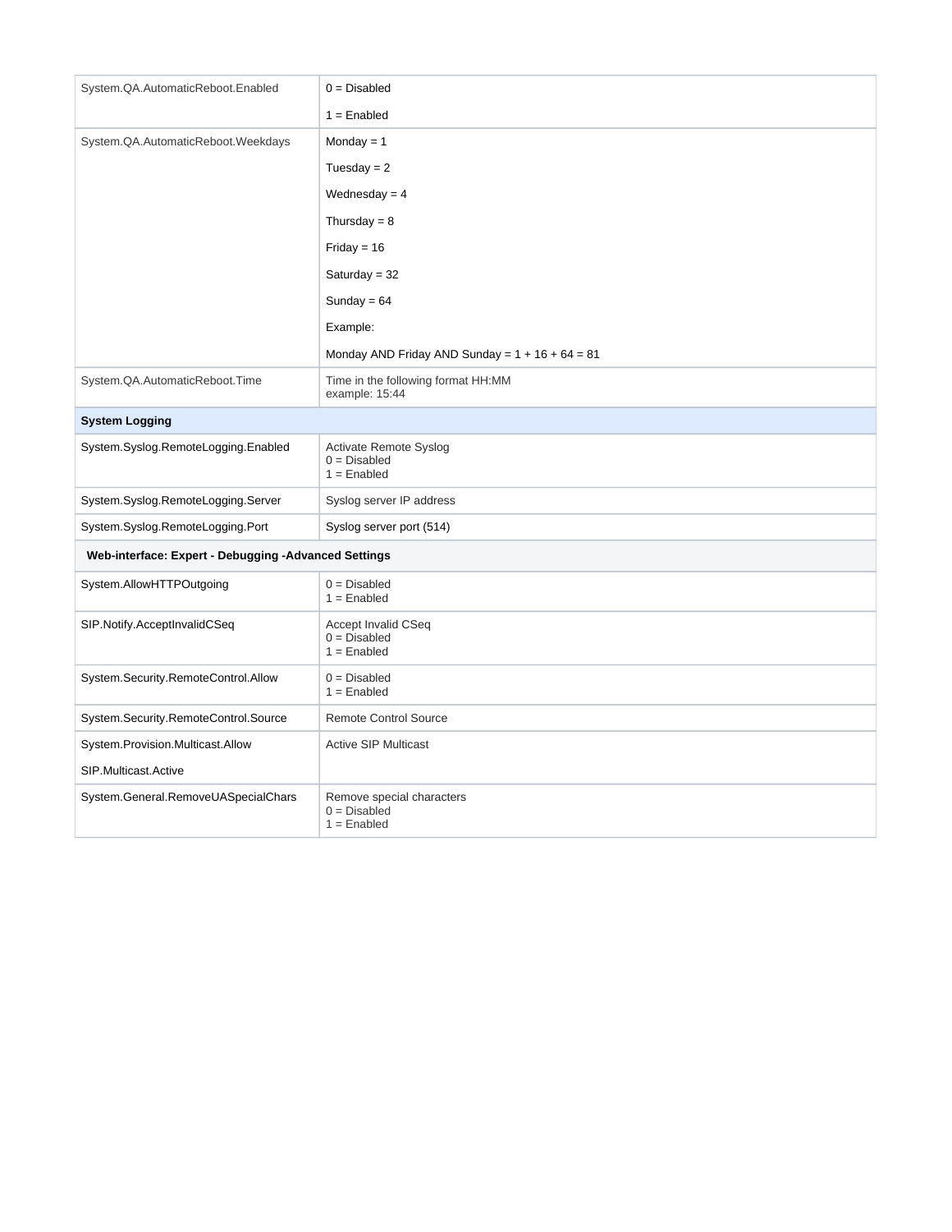| | |
|---|---|
| System.QA.AutomaticReboot.Enabled | 0 = Disabled<br>1 = Enabled |
| System.QA.AutomaticReboot.Weekdays | Monday = 1<br>Tuesday = 2<br>Wednesday = 4<br>Thursday = 8<br>Friday = 16<br>Saturday = 32<br>Sunday = 64<br>Example:<br>Monday AND Friday AND Sunday = 1 + 16 + 64 = 81 |
| System.QA.AutomaticReboot.Time | Time in the following format HH:MM<br>example: 15:44 |
| **System Logging** | |
| System.Syslog.RemoteLogging.Enabled | Activate Remote Syslog<br>0 = Disabled<br>1 = Enabled |
| System.Syslog.RemoteLogging.Server | Syslog server IP address |
| System.Syslog.RemoteLogging.Port | Syslog server port (514) |
| **Web-interface: Expert - Debugging -Advanced Settings** | |
| System.AllowHTTPOutgoing | 0 = Disabled<br>1 = Enabled |
| SIP.Notify.AcceptInvalidCSeq | Accept Invalid CSeq<br>0 = Disabled<br>1 = Enabled |
| System.Security.RemoteControl.Allow | 0 = Disabled<br>1 = Enabled |
| System.Security.RemoteControl.Source | Remote Control Source |
| System.Provision.Multicast.Allow<br>SIP.Multicast.Active | Active SIP Multicast |
| System.General.RemoveUASpecialChars | Remove special characters<br>0 = Disabled<br>1 = Enabled |